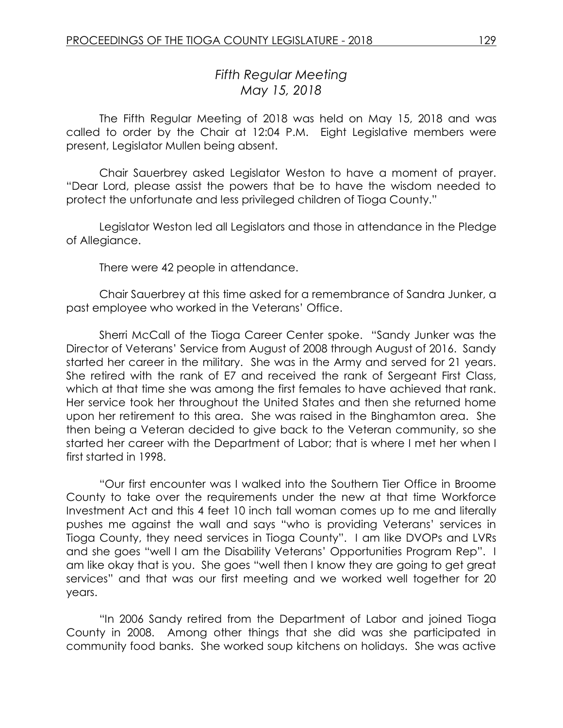*Fifth Regular Meeting*
*May 15, 2018*

The Fifth Regular Meeting of 2018 was held on May 15, 2018 and was called to order by the Chair at 12:04 P.M. Eight Legislative members were present, Legislator Mullen being absent.

Chair Sauerbrey asked Legislator Weston to have a moment of prayer. "Dear Lord, please assist the powers that be to have the wisdom needed to protect the unfortunate and less privileged children of Tioga County."

Legislator Weston led all Legislators and those in attendance in the Pledge of Allegiance.

There were 42 people in attendance.

Chair Sauerbrey at this time asked for a remembrance of Sandra Junker, a past employee who worked in the Veterans' Office.

Sherri McCall of the Tioga Career Center spoke. "Sandy Junker was the Director of Veterans' Service from August of 2008 through August of 2016. Sandy started her career in the military. She was in the Army and served for 21 years. She retired with the rank of E7 and received the rank of Sergeant First Class, which at that time she was among the first females to have achieved that rank. Her service took her throughout the United States and then she returned home upon her retirement to this area. She was raised in the Binghamton area. She then being a Veteran decided to give back to the Veteran community, so she started her career with the Department of Labor; that is where I met her when I first started in 1998.

"Our first encounter was I walked into the Southern Tier Office in Broome County to take over the requirements under the new at that time Workforce Investment Act and this 4 feet 10 inch tall woman comes up to me and literally pushes me against the wall and says "who is providing Veterans' services in Tioga County, they need services in Tioga County". I am like DVOPs and LVRs and she goes "well I am the Disability Veterans' Opportunities Program Rep". I am like okay that is you. She goes "well then I know they are going to get great services" and that was our first meeting and we worked well together for 20 years.

"In 2006 Sandy retired from the Department of Labor and joined Tioga County in 2008. Among other things that she did was she participated in community food banks. She worked soup kitchens on holidays. She was active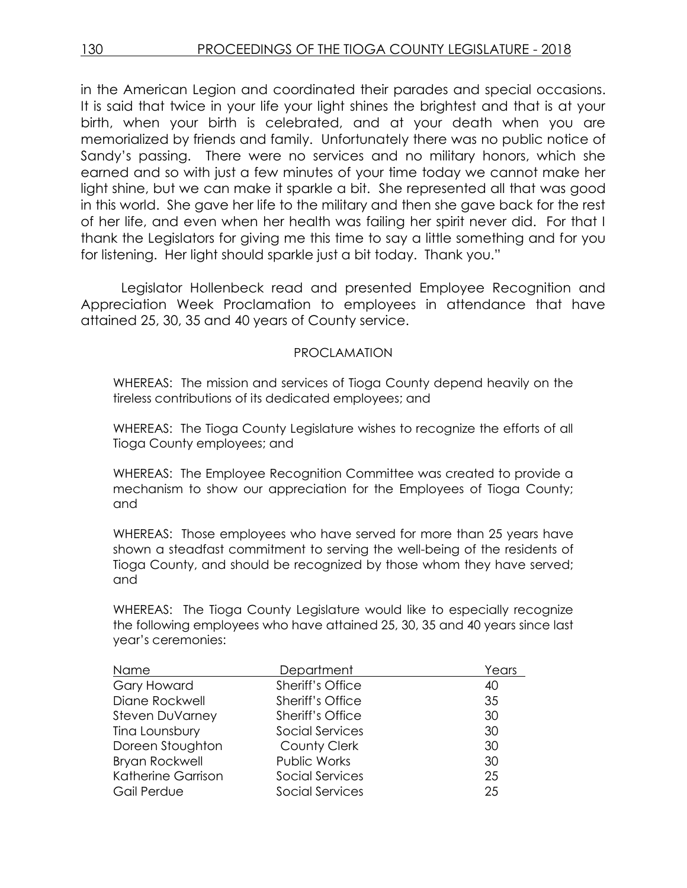in the American Legion and coordinated their parades and special occasions. It is said that twice in your life your light shines the brightest and that is at your birth, when your birth is celebrated, and at your death when you are memorialized by friends and family. Unfortunately there was no public notice of Sandy's passing. There were no services and no military honors, which she earned and so with just a few minutes of your time today we cannot make her light shine, but we can make it sparkle a bit. She represented all that was good in this world. She gave her life to the military and then she gave back for the rest of her life, and even when her health was failing her spirit never did. For that I thank the Legislators for giving me this time to say a little something and for you for listening. Her light should sparkle just a bit today. Thank you."

Legislator Hollenbeck read and presented Employee Recognition and Appreciation Week Proclamation to employees in attendance that have attained 25, 30, 35 and 40 years of County service.

PROCLAMATION

WHEREAS: The mission and services of Tioga County depend heavily on the tireless contributions of its dedicated employees; and

WHEREAS: The Tioga County Legislature wishes to recognize the efforts of all Tioga County employees; and

WHEREAS: The Employee Recognition Committee was created to provide a mechanism to show our appreciation for the Employees of Tioga County; and

WHEREAS: Those employees who have served for more than 25 years have shown a steadfast commitment to serving the well-being of the residents of Tioga County, and should be recognized by those whom they have served; and

WHEREAS: The Tioga County Legislature would like to especially recognize the following employees who have attained 25, 30, 35 and 40 years since last year's ceremonies:

| Name | Department | Years |
|---|---|---|
| Gary Howard | Sheriff's Office | 40 |
| Diane Rockwell | Sheriff's Office | 35 |
| Steven DuVarney | Sheriff's Office | 30 |
| Tina Lounsbury | Social Services | 30 |
| Doreen Stoughton | County Clerk | 30 |
| Bryan Rockwell | Public Works | 30 |
| Katherine Garrison | Social Services | 25 |
| Gail Perdue | Social Services | 25 |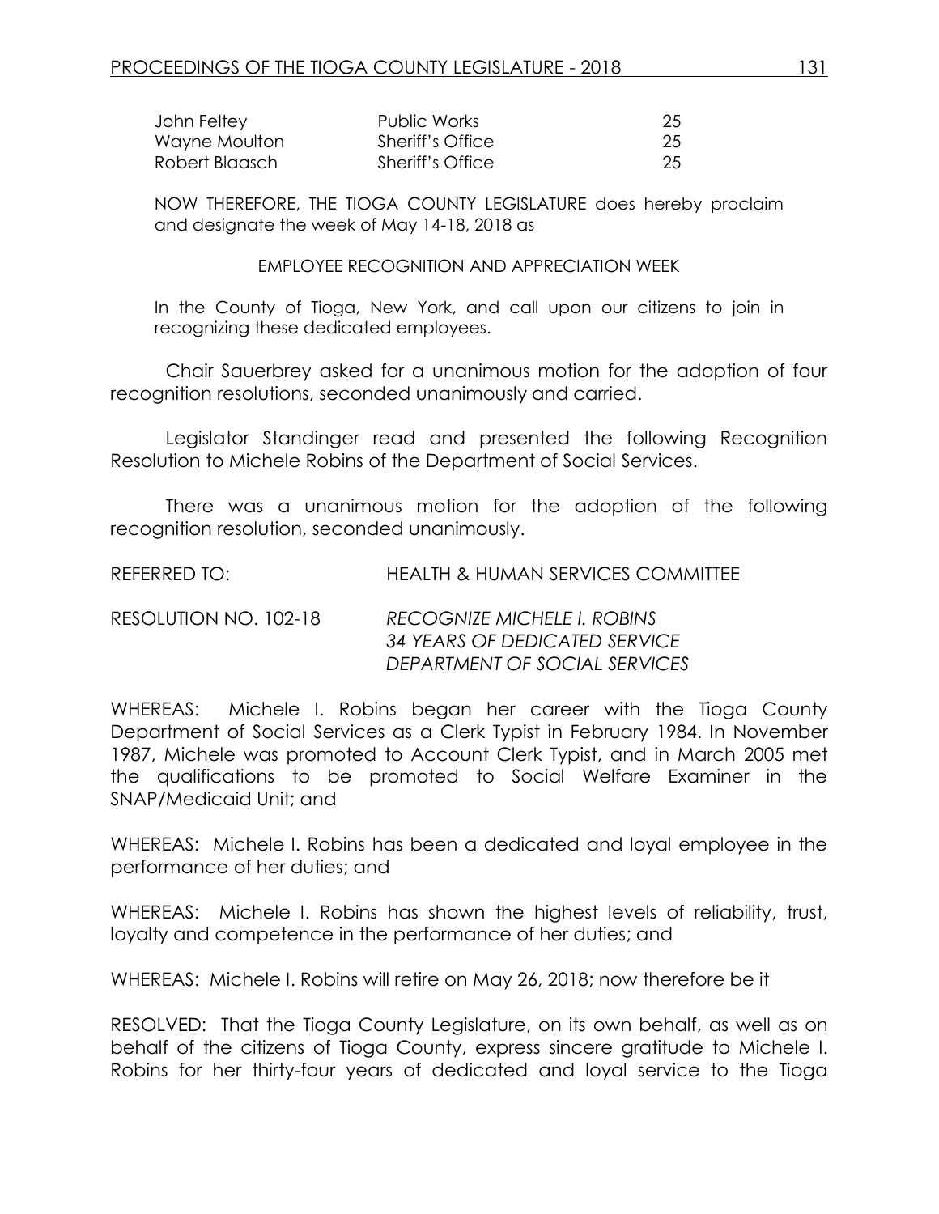| | | |
|---|---|---|
| John Feltey | Public Works | 25 |
| Wayne Moulton | Sheriff's Office | 25 |
| Robert Blaasch | Sheriff's Office | 25 |

NOW THEREFORE, THE TIOGA COUNTY LEGISLATURE does hereby proclaim and designate the week of May 14-18, 2018 as

EMPLOYEE RECOGNITION AND APPRECIATION WEEK

In the County of Tioga, New York, and call upon our citizens to join in recognizing these dedicated employees.

Chair Sauerbrey asked for a unanimous motion for the adoption of four recognition resolutions, seconded unanimously and carried.

Legislator Standinger read and presented the following Recognition Resolution to Michele Robins of the Department of Social Services.

There was a unanimous motion for the adoption of the following recognition resolution, seconded unanimously.

REFERRED TO: HEALTH & HUMAN SERVICES COMMITTEE

RESOLUTION NO. 102-18 *RECOGNIZE MICHELE I. ROBINS*
*34 YEARS OF DEDICATED SERVICE*
*DEPARTMENT OF SOCIAL SERVICES*

WHEREAS: Michele I. Robins began her career with the Tioga County Department of Social Services as a Clerk Typist in February 1984. In November 1987, Michele was promoted to Account Clerk Typist, and in March 2005 met the qualifications to be promoted to Social Welfare Examiner in the SNAP/Medicaid Unit; and

WHEREAS: Michele I. Robins has been a dedicated and loyal employee in the performance of her duties; and

WHEREAS: Michele I. Robins has shown the highest levels of reliability, trust, loyalty and competence in the performance of her duties; and

WHEREAS: Michele I. Robins will retire on May 26, 2018; now therefore be it

RESOLVED: That the Tioga County Legislature, on its own behalf, as well as on behalf of the citizens of Tioga County, express sincere gratitude to Michele I. Robins for her thirty-four years of dedicated and loyal service to the Tioga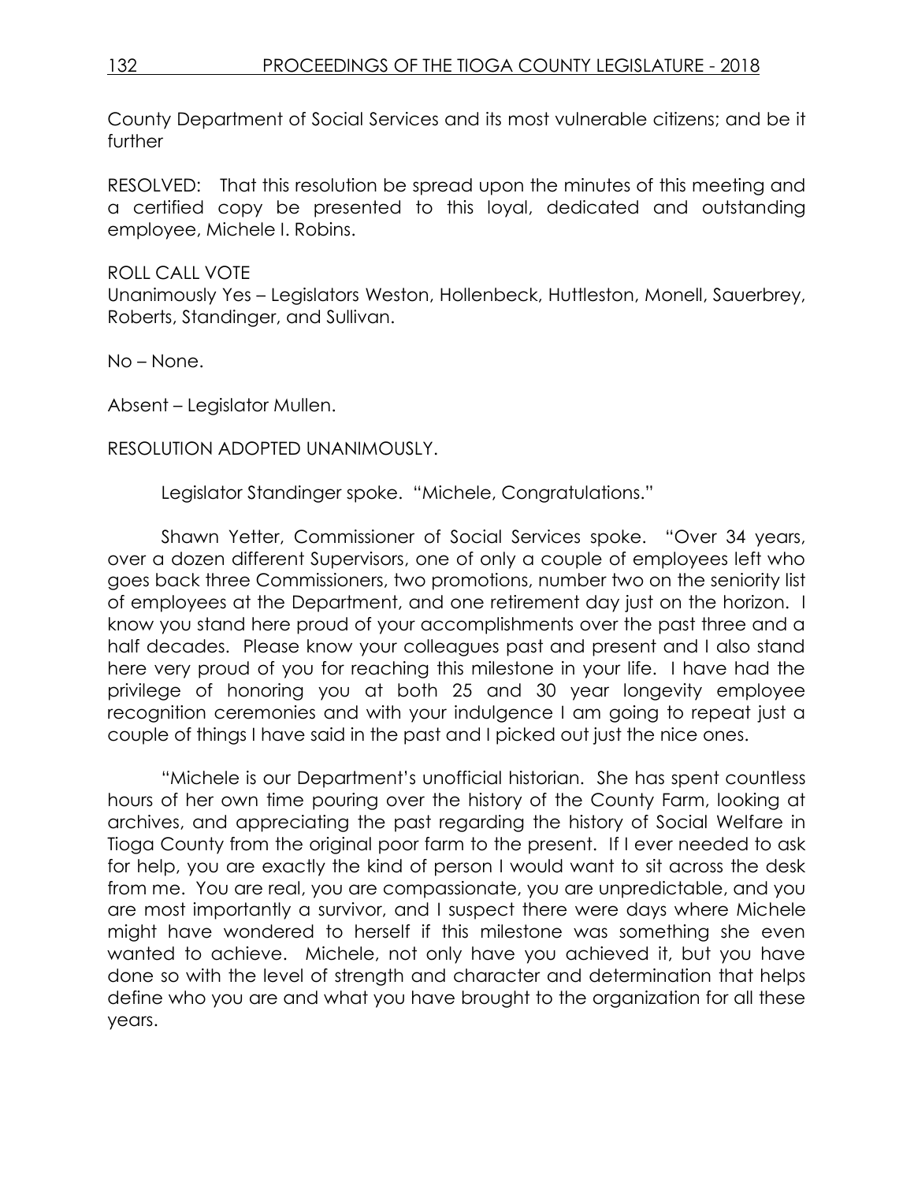County Department of Social Services and its most vulnerable citizens; and be it further

RESOLVED: That this resolution be spread upon the minutes of this meeting and a certified copy be presented to this loyal, dedicated and outstanding employee, Michele I. Robins.

ROLL CALL VOTE
Unanimously Yes – Legislators Weston, Hollenbeck, Huttleston, Monell, Sauerbrey, Roberts, Standinger, and Sullivan.

No – None.

Absent – Legislator Mullen.

RESOLUTION ADOPTED UNANIMOUSLY.

Legislator Standinger spoke. "Michele, Congratulations."

Shawn Yetter, Commissioner of Social Services spoke. "Over 34 years, over a dozen different Supervisors, one of only a couple of employees left who goes back three Commissioners, two promotions, number two on the seniority list of employees at the Department, and one retirement day just on the horizon. I know you stand here proud of your accomplishments over the past three and a half decades. Please know your colleagues past and present and I also stand here very proud of you for reaching this milestone in your life. I have had the privilege of honoring you at both 25 and 30 year longevity employee recognition ceremonies and with your indulgence I am going to repeat just a couple of things I have said in the past and I picked out just the nice ones.

"Michele is our Department's unofficial historian. She has spent countless hours of her own time pouring over the history of the County Farm, looking at archives, and appreciating the past regarding the history of Social Welfare in Tioga County from the original poor farm to the present. If I ever needed to ask for help, you are exactly the kind of person I would want to sit across the desk from me. You are real, you are compassionate, you are unpredictable, and you are most importantly a survivor, and I suspect there were days where Michele might have wondered to herself if this milestone was something she even wanted to achieve. Michele, not only have you achieved it, but you have done so with the level of strength and character and determination that helps define who you are and what you have brought to the organization for all these years.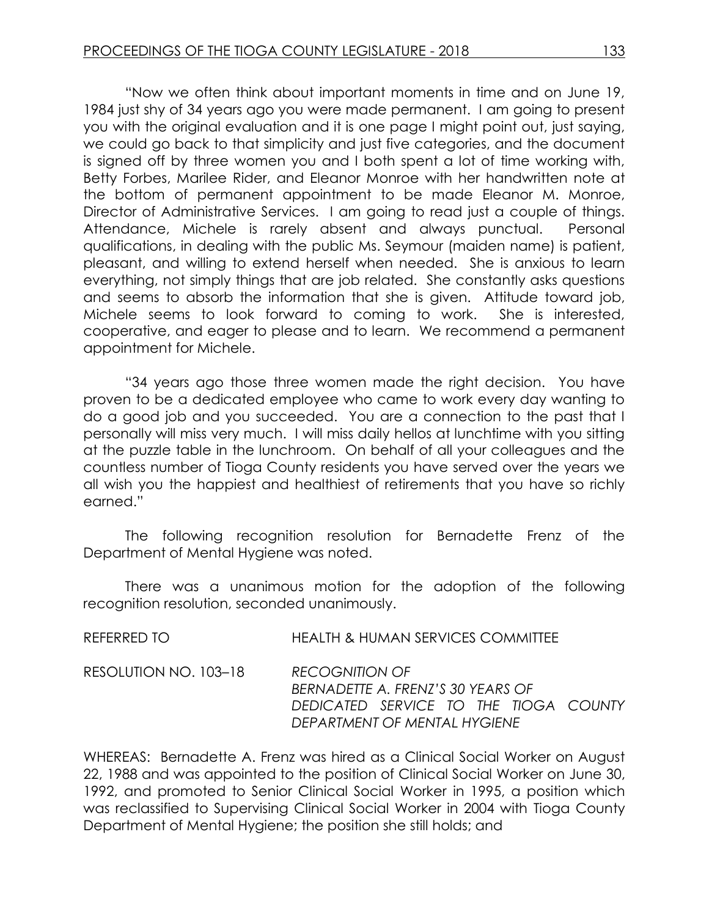"Now we often think about important moments in time and on June 19, 1984 just shy of 34 years ago you were made permanent. I am going to present you with the original evaluation and it is one page I might point out, just saying, we could go back to that simplicity and just five categories, and the document is signed off by three women you and I both spent a lot of time working with, Betty Forbes, Marilee Rider, and Eleanor Monroe with her handwritten note at the bottom of permanent appointment to be made Eleanor M. Monroe, Director of Administrative Services. I am going to read just a couple of things. Attendance, Michele is rarely absent and always punctual. Personal qualifications, in dealing with the public Ms. Seymour (maiden name) is patient, pleasant, and willing to extend herself when needed. She is anxious to learn everything, not simply things that are job related. She constantly asks questions and seems to absorb the information that she is given. Attitude toward job, Michele seems to look forward to coming to work. She is interested, cooperative, and eager to please and to learn. We recommend a permanent appointment for Michele.

"34 years ago those three women made the right decision. You have proven to be a dedicated employee who came to work every day wanting to do a good job and you succeeded. You are a connection to the past that I personally will miss very much. I will miss daily hellos at lunchtime with you sitting at the puzzle table in the lunchroom. On behalf of all your colleagues and the countless number of Tioga County residents you have served over the years we all wish you the happiest and healthiest of retirements that you have so richly earned."

The following recognition resolution for Bernadette Frenz of the Department of Mental Hygiene was noted.

There was a unanimous motion for the adoption of the following recognition resolution, seconded unanimously.

REFERRED TO HEALTH & HUMAN SERVICES COMMITTEE

RESOLUTION NO. 103–18 *RECOGNITION OF BERNADETTE A. FRENZ'S 30 YEARS OF DEDICATED SERVICE TO THE TIOGA COUNTY DEPARTMENT OF MENTAL HYGIENE*

WHEREAS: Bernadette A. Frenz was hired as a Clinical Social Worker on August 22, 1988 and was appointed to the position of Clinical Social Worker on June 30, 1992, and promoted to Senior Clinical Social Worker in 1995, a position which was reclassified to Supervising Clinical Social Worker in 2004 with Tioga County Department of Mental Hygiene; the position she still holds; and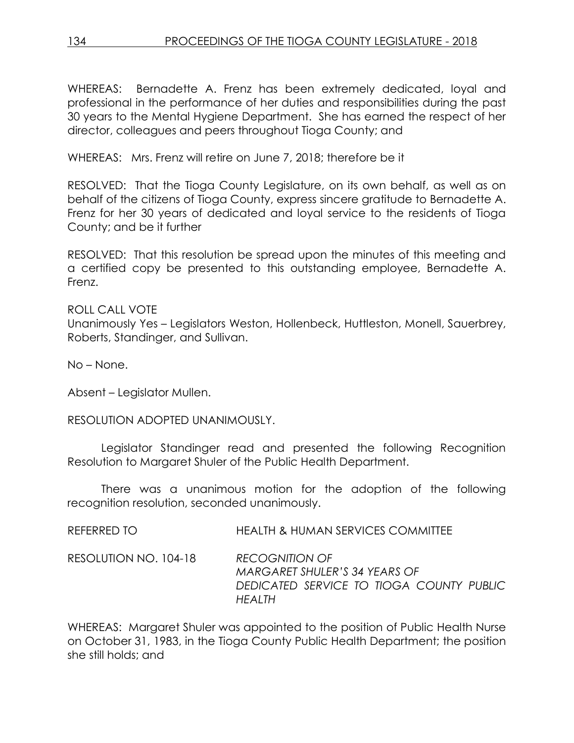WHEREAS: Bernadette A. Frenz has been extremely dedicated, loyal and professional in the performance of her duties and responsibilities during the past 30 years to the Mental Hygiene Department. She has earned the respect of her director, colleagues and peers throughout Tioga County; and

WHEREAS: Mrs. Frenz will retire on June 7, 2018; therefore be it

RESOLVED: That the Tioga County Legislature, on its own behalf, as well as on behalf of the citizens of Tioga County, express sincere gratitude to Bernadette A. Frenz for her 30 years of dedicated and loyal service to the residents of Tioga County; and be it further

RESOLVED: That this resolution be spread upon the minutes of this meeting and a certified copy be presented to this outstanding employee, Bernadette A. Frenz.

ROLL CALL VOTE
Unanimously Yes – Legislators Weston, Hollenbeck, Huttleston, Monell, Sauerbrey, Roberts, Standinger, and Sullivan.

No – None.

Absent – Legislator Mullen.

RESOLUTION ADOPTED UNANIMOUSLY.

Legislator Standinger read and presented the following Recognition Resolution to Margaret Shuler of the Public Health Department.

There was a unanimous motion for the adoption of the following recognition resolution, seconded unanimously.

REFERRED TO HEALTH & HUMAN SERVICES COMMITTEE

RESOLUTION NO. 104-18 *RECOGNITION OF MARGARET SHULER'S 34 YEARS OF DEDICATED SERVICE TO TIOGA COUNTY PUBLIC HEALTH*

WHEREAS: Margaret Shuler was appointed to the position of Public Health Nurse on October 31, 1983, in the Tioga County Public Health Department; the position she still holds; and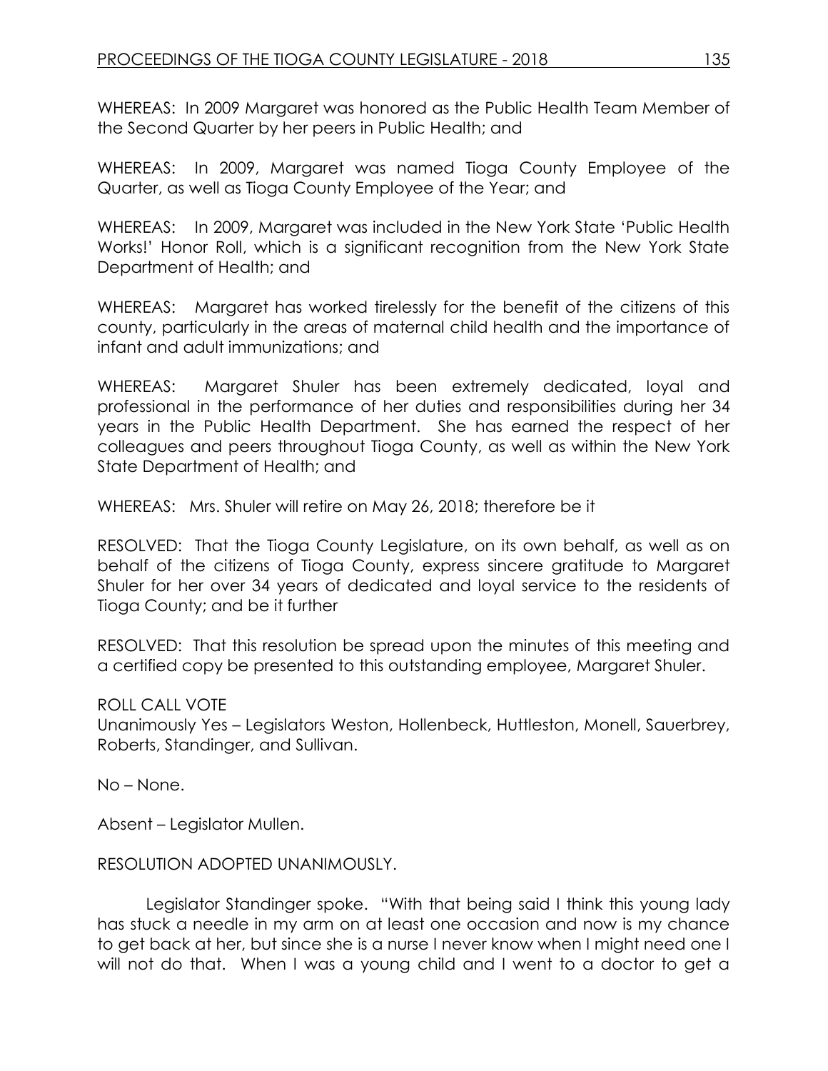WHEREAS: In 2009 Margaret was honored as the Public Health Team Member of the Second Quarter by her peers in Public Health; and

WHEREAS: In 2009, Margaret was named Tioga County Employee of the Quarter, as well as Tioga County Employee of the Year; and

WHEREAS: In 2009, Margaret was included in the New York State 'Public Health Works!' Honor Roll, which is a significant recognition from the New York State Department of Health; and

WHEREAS: Margaret has worked tirelessly for the benefit of the citizens of this county, particularly in the areas of maternal child health and the importance of infant and adult immunizations; and

WHEREAS: Margaret Shuler has been extremely dedicated, loyal and professional in the performance of her duties and responsibilities during her 34 years in the Public Health Department. She has earned the respect of her colleagues and peers throughout Tioga County, as well as within the New York State Department of Health; and

WHEREAS: Mrs. Shuler will retire on May 26, 2018; therefore be it

RESOLVED: That the Tioga County Legislature, on its own behalf, as well as on behalf of the citizens of Tioga County, express sincere gratitude to Margaret Shuler for her over 34 years of dedicated and loyal service to the residents of Tioga County; and be it further

RESOLVED: That this resolution be spread upon the minutes of this meeting and a certified copy be presented to this outstanding employee, Margaret Shuler.

ROLL CALL VOTE
Unanimously Yes – Legislators Weston, Hollenbeck, Huttleston, Monell, Sauerbrey, Roberts, Standinger, and Sullivan.

No – None.

Absent – Legislator Mullen.

RESOLUTION ADOPTED UNANIMOUSLY.

Legislator Standinger spoke. "With that being said I think this young lady has stuck a needle in my arm on at least one occasion and now is my chance to get back at her, but since she is a nurse I never know when I might need one I will not do that. When I was a young child and I went to a doctor to get a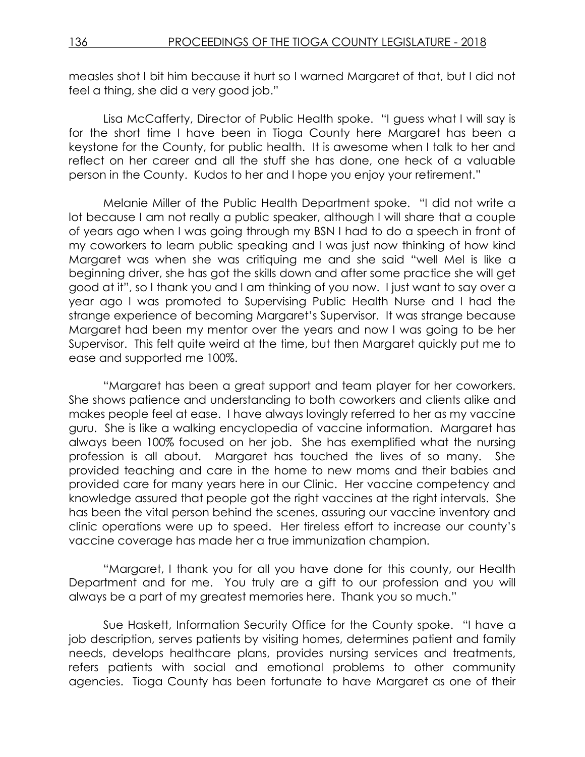measles shot I bit him because it hurt so I warned Margaret of that, but I did not feel a thing, she did a very good job."

Lisa McCafferty, Director of Public Health spoke. "I guess what I will say is for the short time I have been in Tioga County here Margaret has been a keystone for the County, for public health. It is awesome when I talk to her and reflect on her career and all the stuff she has done, one heck of a valuable person in the County. Kudos to her and I hope you enjoy your retirement."

Melanie Miller of the Public Health Department spoke. "I did not write a lot because I am not really a public speaker, although I will share that a couple of years ago when I was going through my BSN I had to do a speech in front of my coworkers to learn public speaking and I was just now thinking of how kind Margaret was when she was critiquing me and she said "well Mel is like a beginning driver, she has got the skills down and after some practice she will get good at it", so I thank you and I am thinking of you now. I just want to say over a year ago I was promoted to Supervising Public Health Nurse and I had the strange experience of becoming Margaret's Supervisor. It was strange because Margaret had been my mentor over the years and now I was going to be her Supervisor. This felt quite weird at the time, but then Margaret quickly put me to ease and supported me 100%.

"Margaret has been a great support and team player for her coworkers. She shows patience and understanding to both coworkers and clients alike and makes people feel at ease. I have always lovingly referred to her as my vaccine guru. She is like a walking encyclopedia of vaccine information. Margaret has always been 100% focused on her job. She has exemplified what the nursing profession is all about. Margaret has touched the lives of so many. She provided teaching and care in the home to new moms and their babies and provided care for many years here in our Clinic. Her vaccine competency and knowledge assured that people got the right vaccines at the right intervals. She has been the vital person behind the scenes, assuring our vaccine inventory and clinic operations were up to speed. Her tireless effort to increase our county's vaccine coverage has made her a true immunization champion.

"Margaret, I thank you for all you have done for this county, our Health Department and for me. You truly are a gift to our profession and you will always be a part of my greatest memories here. Thank you so much."

Sue Haskett, Information Security Office for the County spoke. "I have a job description, serves patients by visiting homes, determines patient and family needs, develops healthcare plans, provides nursing services and treatments, refers patients with social and emotional problems to other community agencies. Tioga County has been fortunate to have Margaret as one of their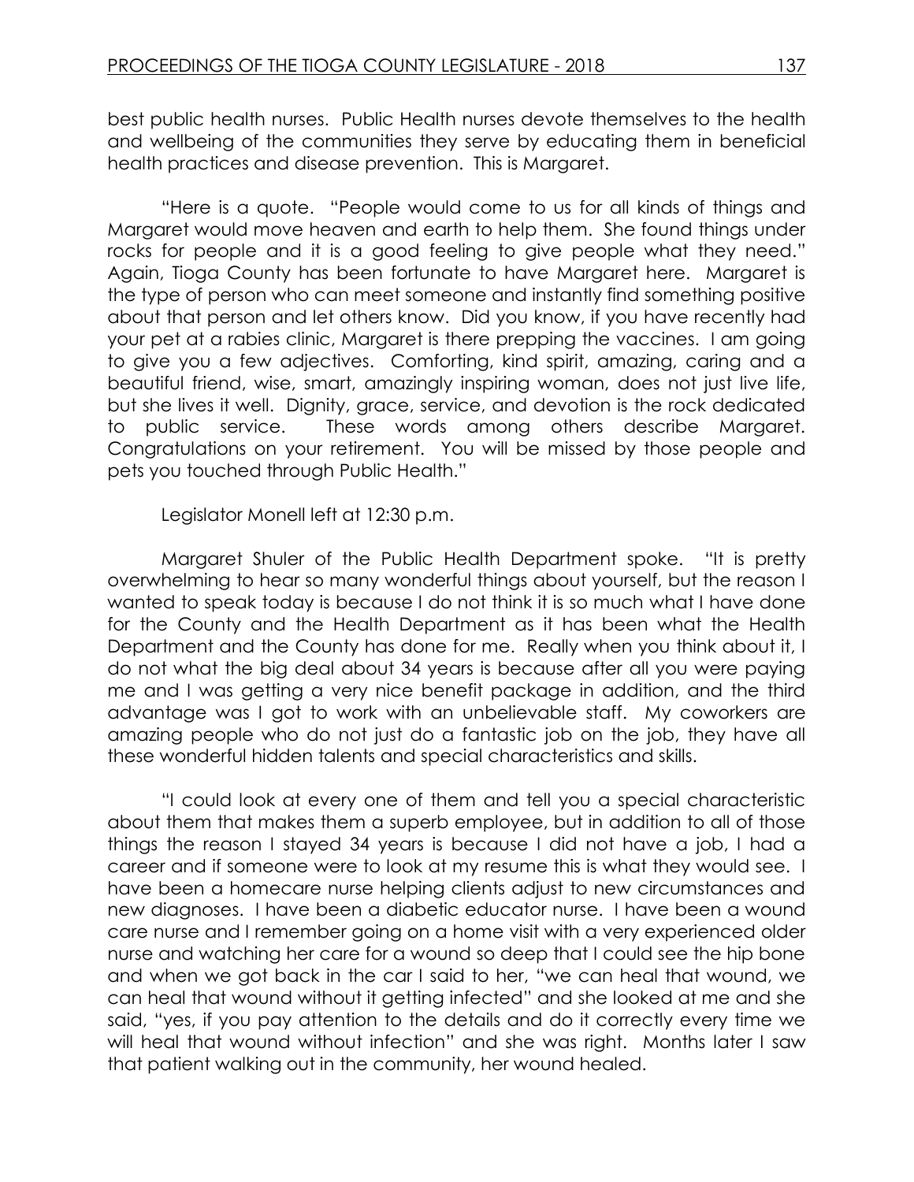best public health nurses. Public Health nurses devote themselves to the health and wellbeing of the communities they serve by educating them in beneficial health practices and disease prevention. This is Margaret.

"Here is a quote. "People would come to us for all kinds of things and Margaret would move heaven and earth to help them. She found things under rocks for people and it is a good feeling to give people what they need." Again, Tioga County has been fortunate to have Margaret here. Margaret is the type of person who can meet someone and instantly find something positive about that person and let others know. Did you know, if you have recently had your pet at a rabies clinic, Margaret is there prepping the vaccines. I am going to give you a few adjectives. Comforting, kind spirit, amazing, caring and a beautiful friend, wise, smart, amazingly inspiring woman, does not just live life, but she lives it well. Dignity, grace, service, and devotion is the rock dedicated to public service. These words among others describe Margaret. Congratulations on your retirement. You will be missed by those people and pets you touched through Public Health."

Legislator Monell left at 12:30 p.m.

Margaret Shuler of the Public Health Department spoke. "It is pretty overwhelming to hear so many wonderful things about yourself, but the reason I wanted to speak today is because I do not think it is so much what I have done for the County and the Health Department as it has been what the Health Department and the County has done for me. Really when you think about it, I do not what the big deal about 34 years is because after all you were paying me and I was getting a very nice benefit package in addition, and the third advantage was I got to work with an unbelievable staff. My coworkers are amazing people who do not just do a fantastic job on the job, they have all these wonderful hidden talents and special characteristics and skills.

"I could look at every one of them and tell you a special characteristic about them that makes them a superb employee, but in addition to all of those things the reason I stayed 34 years is because I did not have a job, I had a career and if someone were to look at my resume this is what they would see. I have been a homecare nurse helping clients adjust to new circumstances and new diagnoses. I have been a diabetic educator nurse. I have been a wound care nurse and I remember going on a home visit with a very experienced older nurse and watching her care for a wound so deep that I could see the hip bone and when we got back in the car I said to her, "we can heal that wound, we can heal that wound without it getting infected" and she looked at me and she said, "yes, if you pay attention to the details and do it correctly every time we will heal that wound without infection" and she was right. Months later I saw that patient walking out in the community, her wound healed.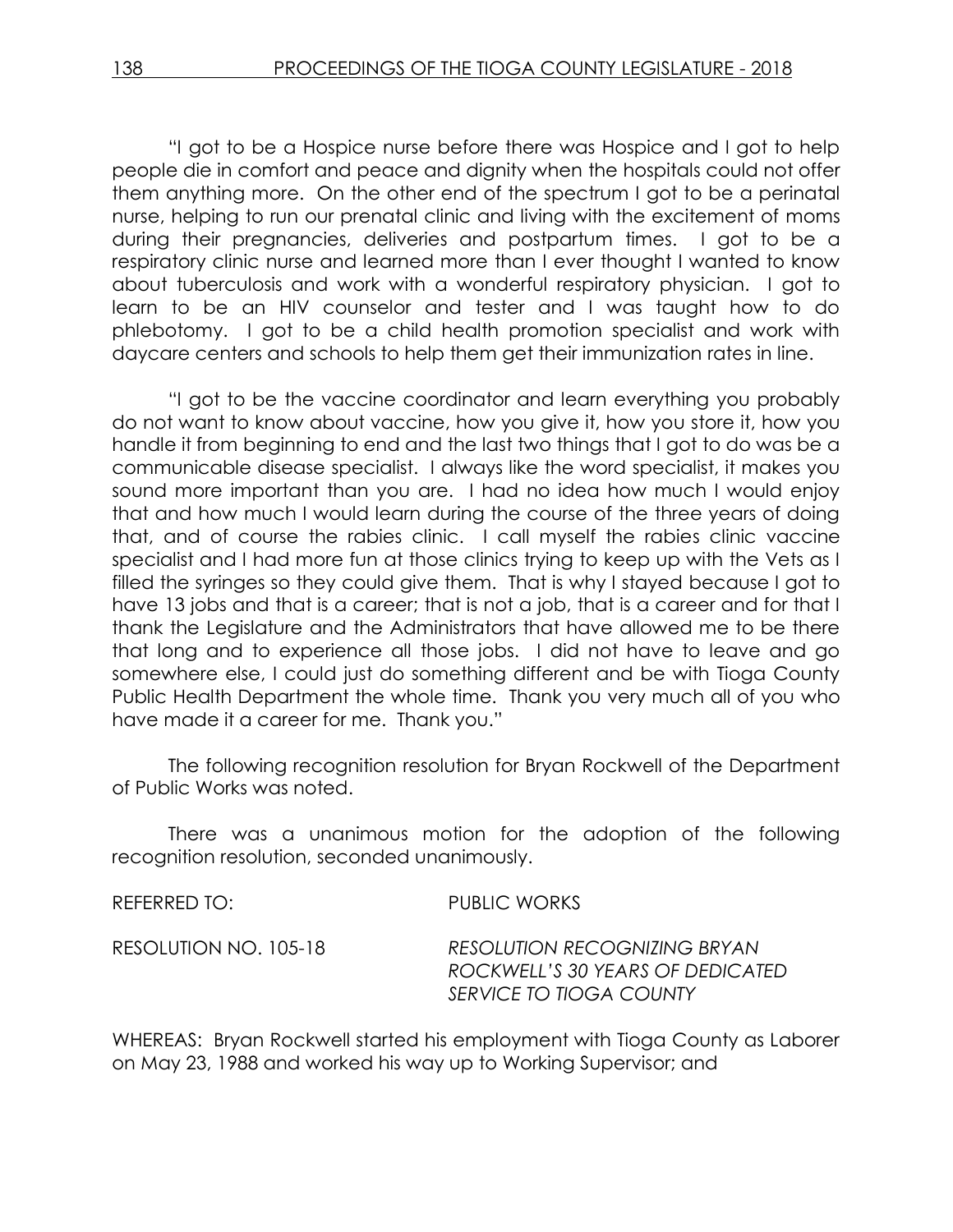"I got to be a Hospice nurse before there was Hospice and I got to help people die in comfort and peace and dignity when the hospitals could not offer them anything more. On the other end of the spectrum I got to be a perinatal nurse, helping to run our prenatal clinic and living with the excitement of moms during their pregnancies, deliveries and postpartum times. I got to be a respiratory clinic nurse and learned more than I ever thought I wanted to know about tuberculosis and work with a wonderful respiratory physician. I got to learn to be an HIV counselor and tester and I was taught how to do phlebotomy. I got to be a child health promotion specialist and work with daycare centers and schools to help them get their immunization rates in line.

"I got to be the vaccine coordinator and learn everything you probably do not want to know about vaccine, how you give it, how you store it, how you handle it from beginning to end and the last two things that I got to do was be a communicable disease specialist. I always like the word specialist, it makes you sound more important than you are. I had no idea how much I would enjoy that and how much I would learn during the course of the three years of doing that, and of course the rabies clinic. I call myself the rabies clinic vaccine specialist and I had more fun at those clinics trying to keep up with the Vets as I filled the syringes so they could give them. That is why I stayed because I got to have 13 jobs and that is a career; that is not a job, that is a career and for that I thank the Legislature and the Administrators that have allowed me to be there that long and to experience all those jobs. I did not have to leave and go somewhere else, I could just do something different and be with Tioga County Public Health Department the whole time. Thank you very much all of you who have made it a career for me. Thank you."

The following recognition resolution for Bryan Rockwell of the Department of Public Works was noted.

There was a unanimous motion for the adoption of the following recognition resolution, seconded unanimously.

REFERRED TO: PUBLIC WORKS

RESOLUTION NO. 105-18 *RESOLUTION RECOGNIZING BRYAN ROCKWELL'S 30 YEARS OF DEDICATED SERVICE TO TIOGA COUNTY*

WHEREAS: Bryan Rockwell started his employment with Tioga County as Laborer on May 23, 1988 and worked his way up to Working Supervisor; and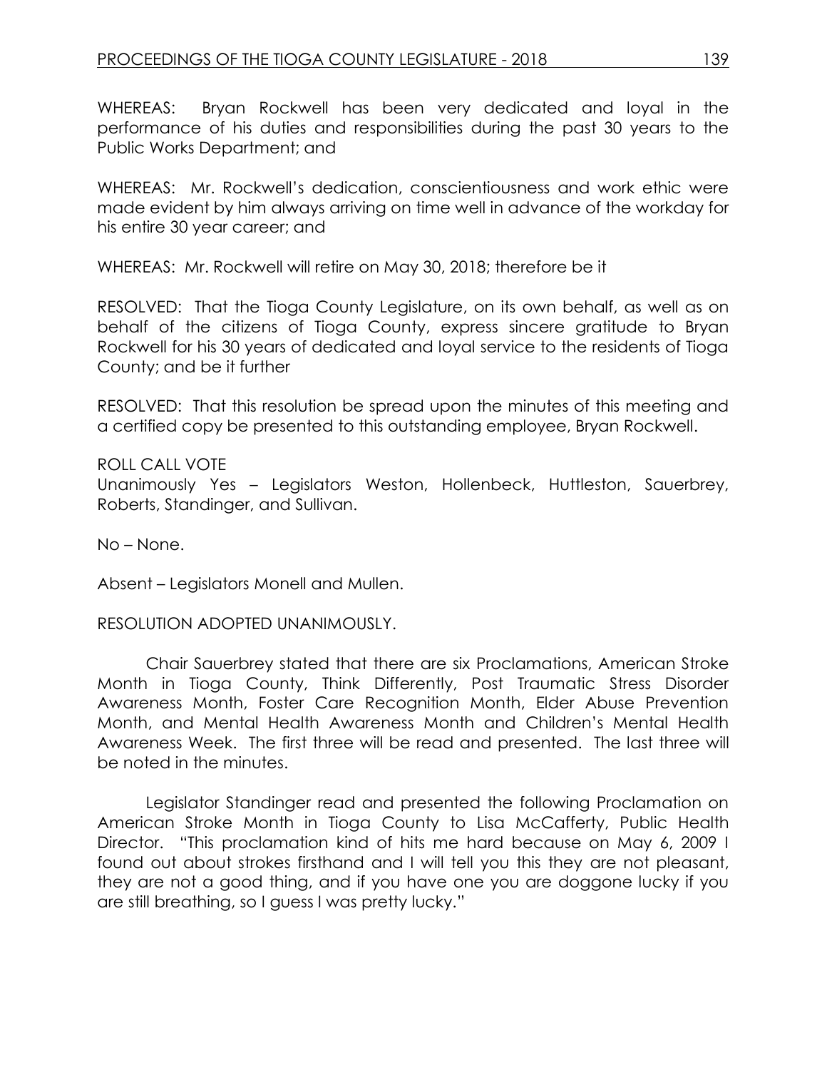WHEREAS: Bryan Rockwell has been very dedicated and loyal in the performance of his duties and responsibilities during the past 30 years to the Public Works Department; and

WHEREAS: Mr. Rockwell's dedication, conscientiousness and work ethic were made evident by him always arriving on time well in advance of the workday for his entire 30 year career; and

WHEREAS: Mr. Rockwell will retire on May 30, 2018; therefore be it

RESOLVED: That the Tioga County Legislature, on its own behalf, as well as on behalf of the citizens of Tioga County, express sincere gratitude to Bryan Rockwell for his 30 years of dedicated and loyal service to the residents of Tioga County; and be it further

RESOLVED: That this resolution be spread upon the minutes of this meeting and a certified copy be presented to this outstanding employee, Bryan Rockwell.

ROLL CALL VOTE
Unanimously Yes – Legislators Weston, Hollenbeck, Huttleston, Sauerbrey, Roberts, Standinger, and Sullivan.

No – None.

Absent – Legislators Monell and Mullen.

RESOLUTION ADOPTED UNANIMOUSLY.

Chair Sauerbrey stated that there are six Proclamations, American Stroke Month in Tioga County, Think Differently, Post Traumatic Stress Disorder Awareness Month, Foster Care Recognition Month, Elder Abuse Prevention Month, and Mental Health Awareness Month and Children's Mental Health Awareness Week. The first three will be read and presented. The last three will be noted in the minutes.

Legislator Standinger read and presented the following Proclamation on American Stroke Month in Tioga County to Lisa McCafferty, Public Health Director. "This proclamation kind of hits me hard because on May 6, 2009 I found out about strokes firsthand and I will tell you this they are not pleasant, they are not a good thing, and if you have one you are doggone lucky if you are still breathing, so I guess I was pretty lucky."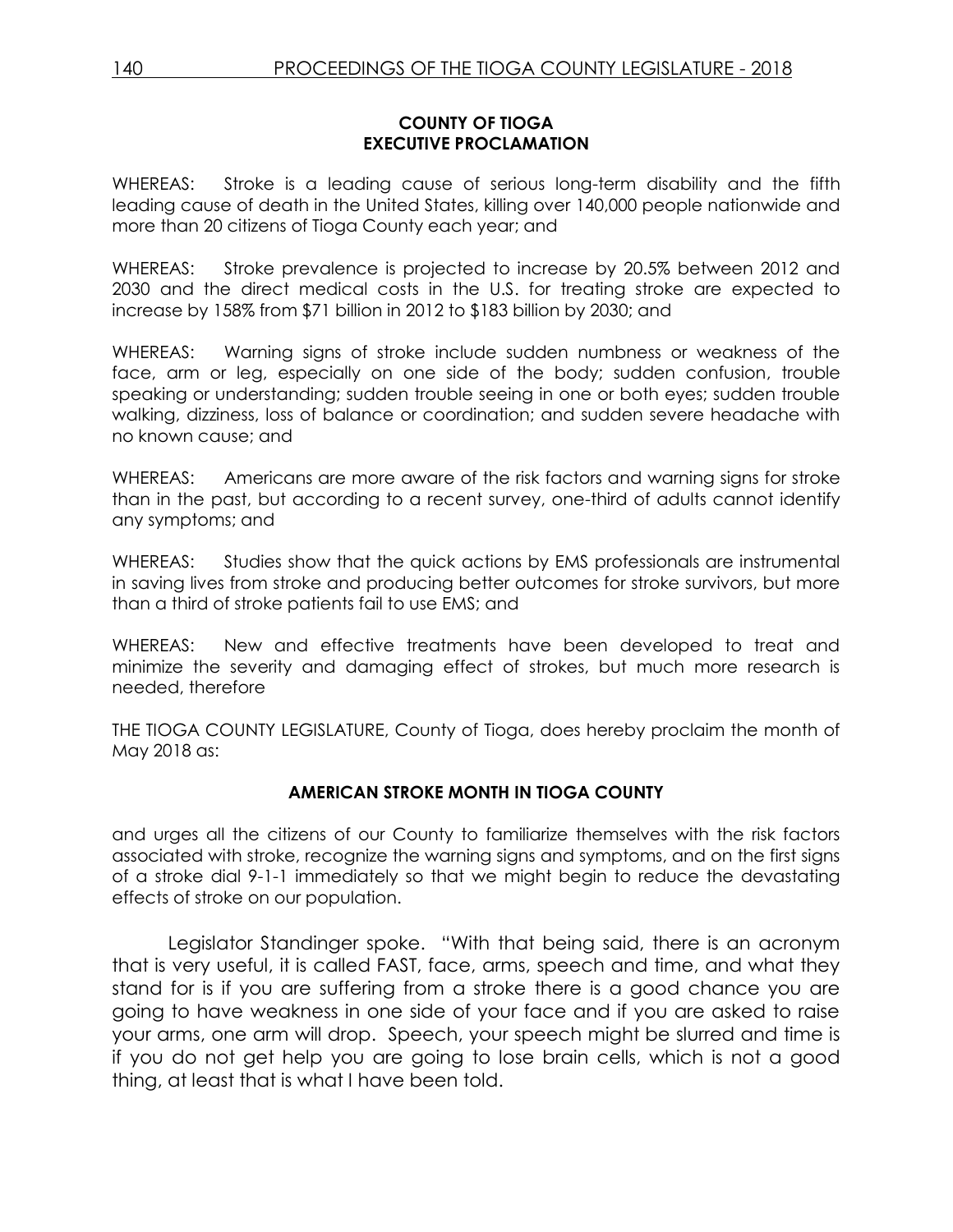**COUNTY OF TIOGA**
**EXECUTIVE PROCLAMATION**

WHEREAS: Stroke is a leading cause of serious long-term disability and the fifth leading cause of death in the United States, killing over 140,000 people nationwide and more than 20 citizens of Tioga County each year; and

WHEREAS: Stroke prevalence is projected to increase by 20.5% between 2012 and 2030 and the direct medical costs in the U.S. for treating stroke are expected to increase by 158% from $71 billion in 2012 to $183 billion by 2030; and

WHEREAS: Warning signs of stroke include sudden numbness or weakness of the face, arm or leg, especially on one side of the body; sudden confusion, trouble speaking or understanding; sudden trouble seeing in one or both eyes; sudden trouble walking, dizziness, loss of balance or coordination; and sudden severe headache with no known cause; and

WHEREAS: Americans are more aware of the risk factors and warning signs for stroke than in the past, but according to a recent survey, one-third of adults cannot identify any symptoms; and

WHEREAS: Studies show that the quick actions by EMS professionals are instrumental in saving lives from stroke and producing better outcomes for stroke survivors, but more than a third of stroke patients fail to use EMS; and

WHEREAS: New and effective treatments have been developed to treat and minimize the severity and damaging effect of strokes, but much more research is needed, therefore

THE TIOGA COUNTY LEGISLATURE, County of Tioga, does hereby proclaim the month of May 2018 as:

**AMERICAN STROKE MONTH IN TIOGA COUNTY**

and urges all the citizens of our County to familiarize themselves with the risk factors associated with stroke, recognize the warning signs and symptoms, and on the first signs of a stroke dial 9-1-1 immediately so that we might begin to reduce the devastating effects of stroke on our population.

Legislator Standinger spoke. "With that being said, there is an acronym that is very useful, it is called FAST, face, arms, speech and time, and what they stand for is if you are suffering from a stroke there is a good chance you are going to have weakness in one side of your face and if you are asked to raise your arms, one arm will drop. Speech, your speech might be slurred and time is if you do not get help you are going to lose brain cells, which is not a good thing, at least that is what I have been told.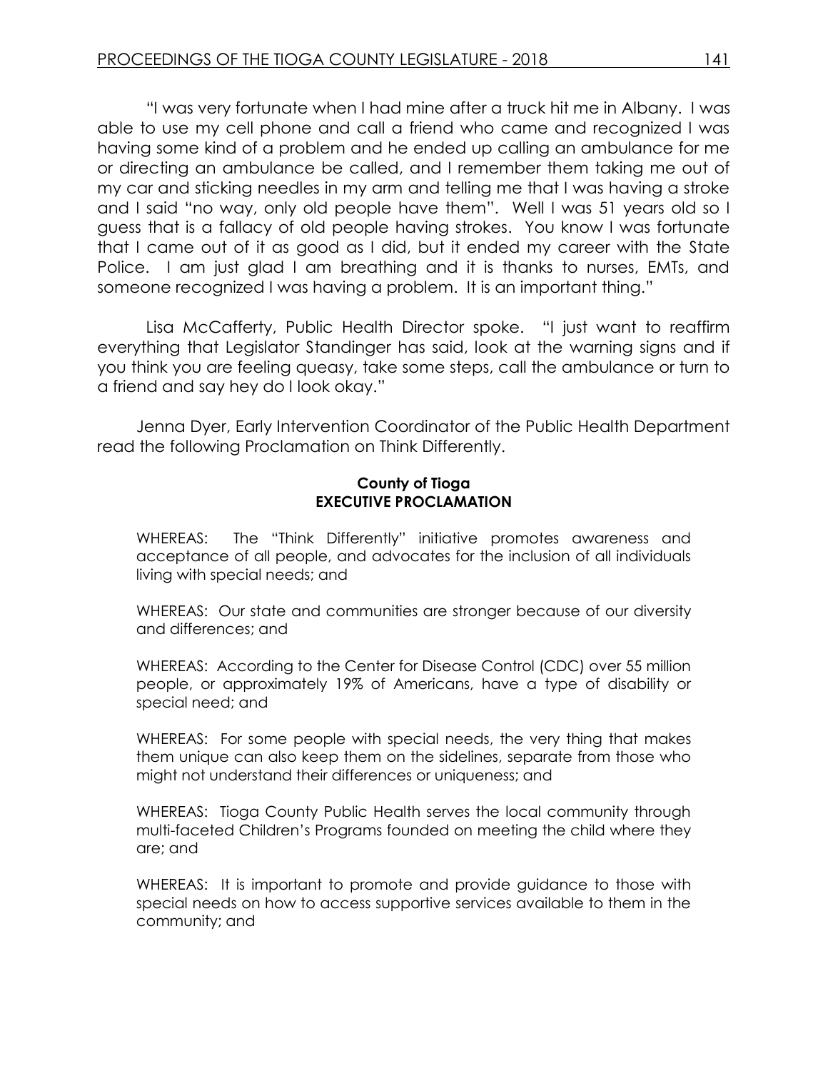"I was very fortunate when I had mine after a truck hit me in Albany. I was able to use my cell phone and call a friend who came and recognized I was having some kind of a problem and he ended up calling an ambulance for me or directing an ambulance be called, and I remember them taking me out of my car and sticking needles in my arm and telling me that I was having a stroke and I said "no way, only old people have them". Well I was 51 years old so I guess that is a fallacy of old people having strokes. You know I was fortunate that I came out of it as good as I did, but it ended my career with the State Police. I am just glad I am breathing and it is thanks to nurses, EMTs, and someone recognized I was having a problem. It is an important thing."

Lisa McCafferty, Public Health Director spoke. "I just want to reaffirm everything that Legislator Standinger has said, look at the warning signs and if you think you are feeling queasy, take some steps, call the ambulance or turn to a friend and say hey do I look okay."

Jenna Dyer, Early Intervention Coordinator of the Public Health Department read the following Proclamation on Think Differently.

**County of Tioga**
**EXECUTIVE PROCLAMATION**

WHEREAS: The "Think Differently" initiative promotes awareness and acceptance of all people, and advocates for the inclusion of all individuals living with special needs; and

WHEREAS: Our state and communities are stronger because of our diversity and differences; and

WHEREAS: According to the Center for Disease Control (CDC) over 55 million people, or approximately 19% of Americans, have a type of disability or special need; and

WHEREAS: For some people with special needs, the very thing that makes them unique can also keep them on the sidelines, separate from those who might not understand their differences or uniqueness; and

WHEREAS: Tioga County Public Health serves the local community through multi-faceted Children's Programs founded on meeting the child where they are; and

WHEREAS: It is important to promote and provide guidance to those with special needs on how to access supportive services available to them in the community; and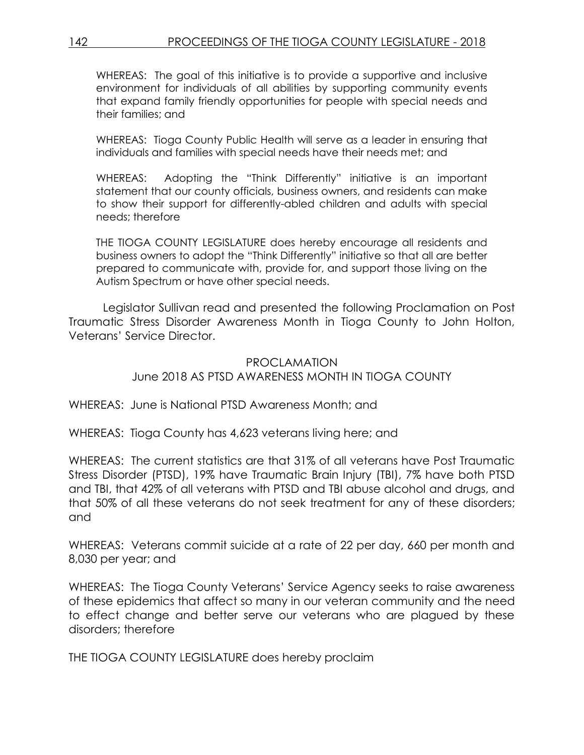WHEREAS: The goal of this initiative is to provide a supportive and inclusive environment for individuals of all abilities by supporting community events that expand family friendly opportunities for people with special needs and their families; and

WHEREAS: Tioga County Public Health will serve as a leader in ensuring that individuals and families with special needs have their needs met; and

WHEREAS: Adopting the "Think Differently" initiative is an important statement that our county officials, business owners, and residents can make to show their support for differently-abled children and adults with special needs; therefore

THE TIOGA COUNTY LEGISLATURE does hereby encourage all residents and business owners to adopt the "Think Differently" initiative so that all are better prepared to communicate with, provide for, and support those living on the Autism Spectrum or have other special needs.

Legislator Sullivan read and presented the following Proclamation on Post Traumatic Stress Disorder Awareness Month in Tioga County to John Holton, Veterans' Service Director.

PROCLAMATION
June 2018 AS PTSD AWARENESS MONTH IN TIOGA COUNTY

WHEREAS: June is National PTSD Awareness Month; and

WHEREAS: Tioga County has 4,623 veterans living here; and

WHEREAS: The current statistics are that 31% of all veterans have Post Traumatic Stress Disorder (PTSD), 19% have Traumatic Brain Injury (TBI), 7% have both PTSD and TBI, that 42% of all veterans with PTSD and TBI abuse alcohol and drugs, and that 50% of all these veterans do not seek treatment for any of these disorders; and

WHEREAS: Veterans commit suicide at a rate of 22 per day, 660 per month and 8,030 per year; and

WHEREAS: The Tioga County Veterans' Service Agency seeks to raise awareness of these epidemics that affect so many in our veteran community and the need to effect change and better serve our veterans who are plagued by these disorders; therefore

THE TIOGA COUNTY LEGISLATURE does hereby proclaim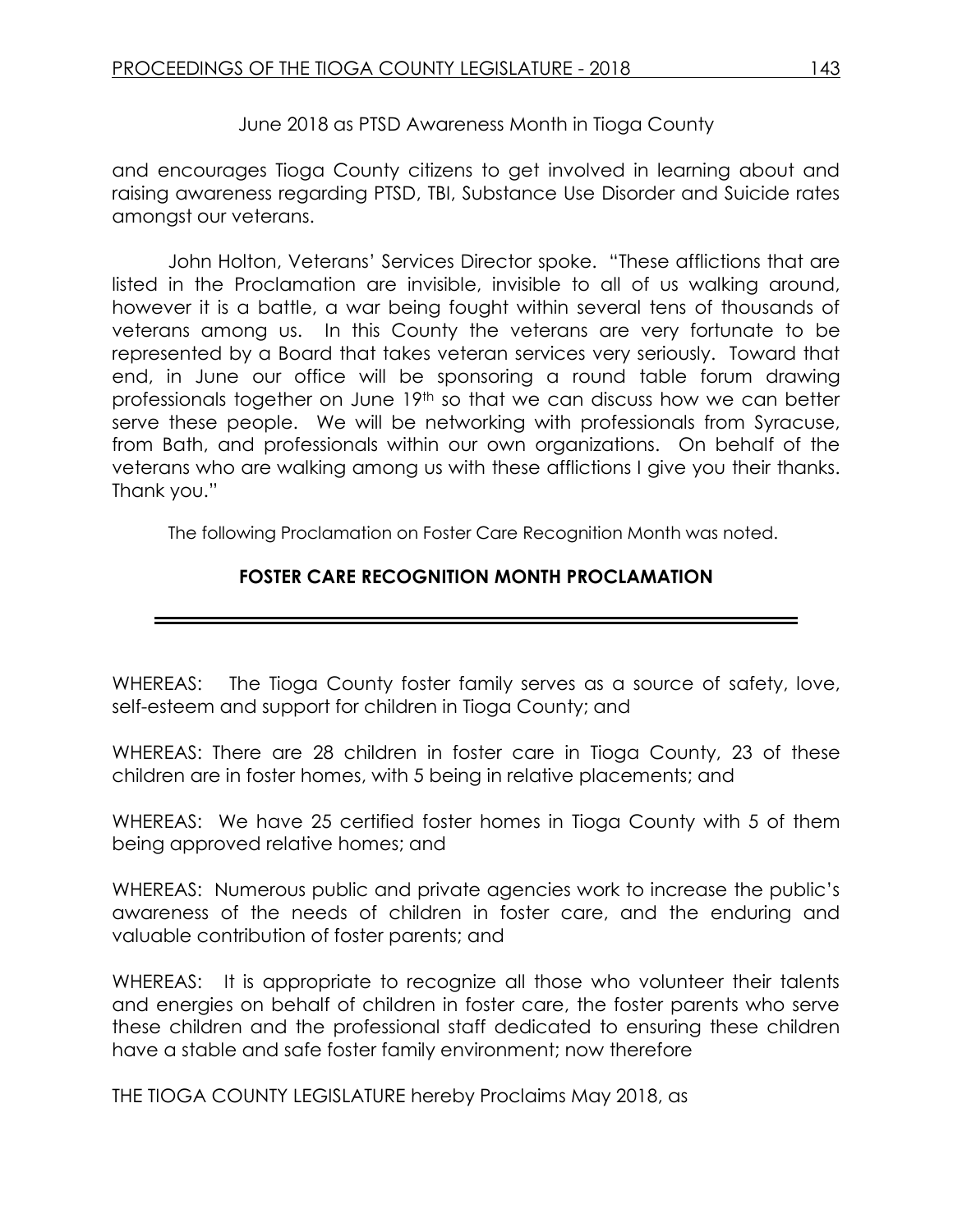June 2018 as PTSD Awareness Month in Tioga County

and encourages Tioga County citizens to get involved in learning about and raising awareness regarding PTSD, TBI, Substance Use Disorder and Suicide rates amongst our veterans.

John Holton, Veterans' Services Director spoke. "These afflictions that are listed in the Proclamation are invisible, invisible to all of us walking around, however it is a battle, a war being fought within several tens of thousands of veterans among us. In this County the veterans are very fortunate to be represented by a Board that takes veteran services very seriously. Toward that end, in June our office will be sponsoring a round table forum drawing professionals together on June 19th so that we can discuss how we can better serve these people. We will be networking with professionals from Syracuse, from Bath, and professionals within our own organizations. On behalf of the veterans who are walking among us with these afflictions I give you their thanks. Thank you."

The following Proclamation on Foster Care Recognition Month was noted.

## FOSTER CARE RECOGNITION MONTH PROCLAMATION

---

WHEREAS: The Tioga County foster family serves as a source of safety, love, self-esteem and support for children in Tioga County; and

WHEREAS: There are 28 children in foster care in Tioga County, 23 of these children are in foster homes, with 5 being in relative placements; and

WHEREAS: We have 25 certified foster homes in Tioga County with 5 of them being approved relative homes; and

WHEREAS: Numerous public and private agencies work to increase the public's awareness of the needs of children in foster care, and the enduring and valuable contribution of foster parents; and

WHEREAS: It is appropriate to recognize all those who volunteer their talents and energies on behalf of children in foster care, the foster parents who serve these children and the professional staff dedicated to ensuring these children have a stable and safe foster family environment; now therefore

THE TIOGA COUNTY LEGISLATURE hereby Proclaims May 2018, as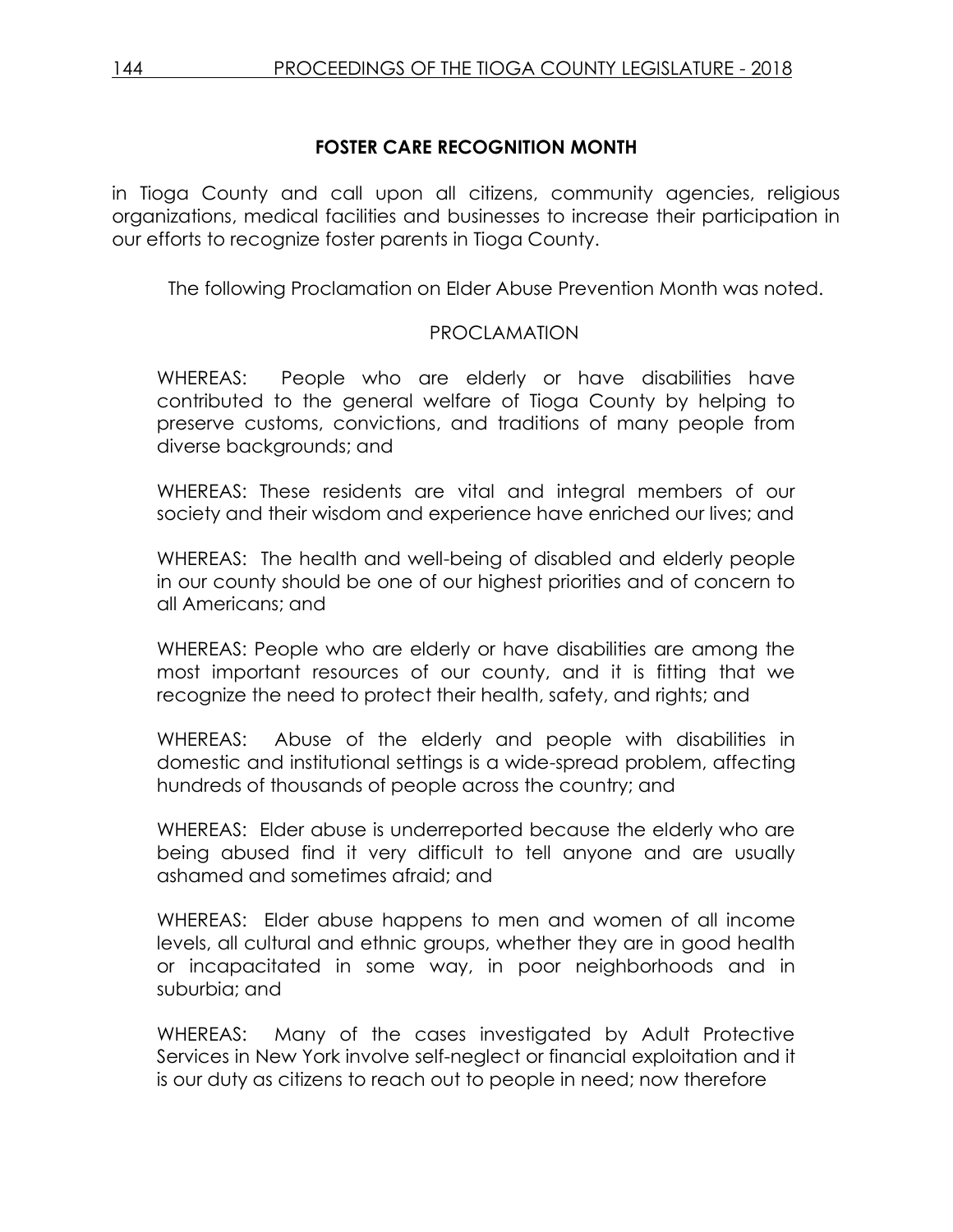**FOSTER CARE RECOGNITION MONTH**

in Tioga County and call upon all citizens, community agencies, religious organizations, medical facilities and businesses to increase their participation in our efforts to recognize foster parents in Tioga County.

The following Proclamation on Elder Abuse Prevention Month was noted.

PROCLAMATION

WHEREAS: People who are elderly or have disabilities have contributed to the general welfare of Tioga County by helping to preserve customs, convictions, and traditions of many people from diverse backgrounds; and

WHEREAS: These residents are vital and integral members of our society and their wisdom and experience have enriched our lives; and

WHEREAS: The health and well-being of disabled and elderly people in our county should be one of our highest priorities and of concern to all Americans; and

WHEREAS: People who are elderly or have disabilities are among the most important resources of our county, and it is fitting that we recognize the need to protect their health, safety, and rights; and

WHEREAS: Abuse of the elderly and people with disabilities in domestic and institutional settings is a wide-spread problem, affecting hundreds of thousands of people across the country; and

WHEREAS: Elder abuse is underreported because the elderly who are being abused find it very difficult to tell anyone and are usually ashamed and sometimes afraid; and

WHEREAS: Elder abuse happens to men and women of all income levels, all cultural and ethnic groups, whether they are in good health or incapacitated in some way, in poor neighborhoods and in suburbia; and

WHEREAS: Many of the cases investigated by Adult Protective Services in New York involve self-neglect or financial exploitation and it is our duty as citizens to reach out to people in need; now therefore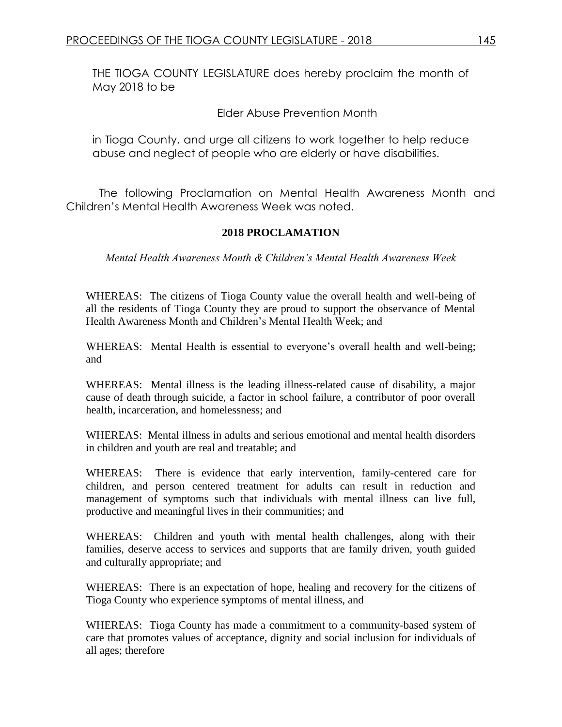THE TIOGA COUNTY LEGISLATURE does hereby proclaim the month of May 2018 to be

Elder Abuse Prevention Month

in Tioga County, and urge all citizens to work together to help reduce abuse and neglect of people who are elderly or have disabilities.

The following Proclamation on Mental Health Awareness Month and Children's Mental Health Awareness Week was noted.

**2018 PROCLAMATION**

*Mental Health Awareness Month & Children's Mental Health Awareness Week*

WHEREAS: The citizens of Tioga County value the overall health and well-being of all the residents of Tioga County they are proud to support the observance of Mental Health Awareness Month and Children's Mental Health Week; and

WHEREAS: Mental Health is essential to everyone's overall health and well-being; and

WHEREAS: Mental illness is the leading illness-related cause of disability, a major cause of death through suicide, a factor in school failure, a contributor of poor overall health, incarceration, and homelessness; and

WHEREAS: Mental illness in adults and serious emotional and mental health disorders in children and youth are real and treatable; and

WHEREAS: There is evidence that early intervention, family-centered care for children, and person centered treatment for adults can result in reduction and management of symptoms such that individuals with mental illness can live full, productive and meaningful lives in their communities; and

WHEREAS: Children and youth with mental health challenges, along with their families, deserve access to services and supports that are family driven, youth guided and culturally appropriate; and

WHEREAS: There is an expectation of hope, healing and recovery for the citizens of Tioga County who experience symptoms of mental illness, and

WHEREAS: Tioga County has made a commitment to a community-based system of care that promotes values of acceptance, dignity and social inclusion for individuals of all ages; therefore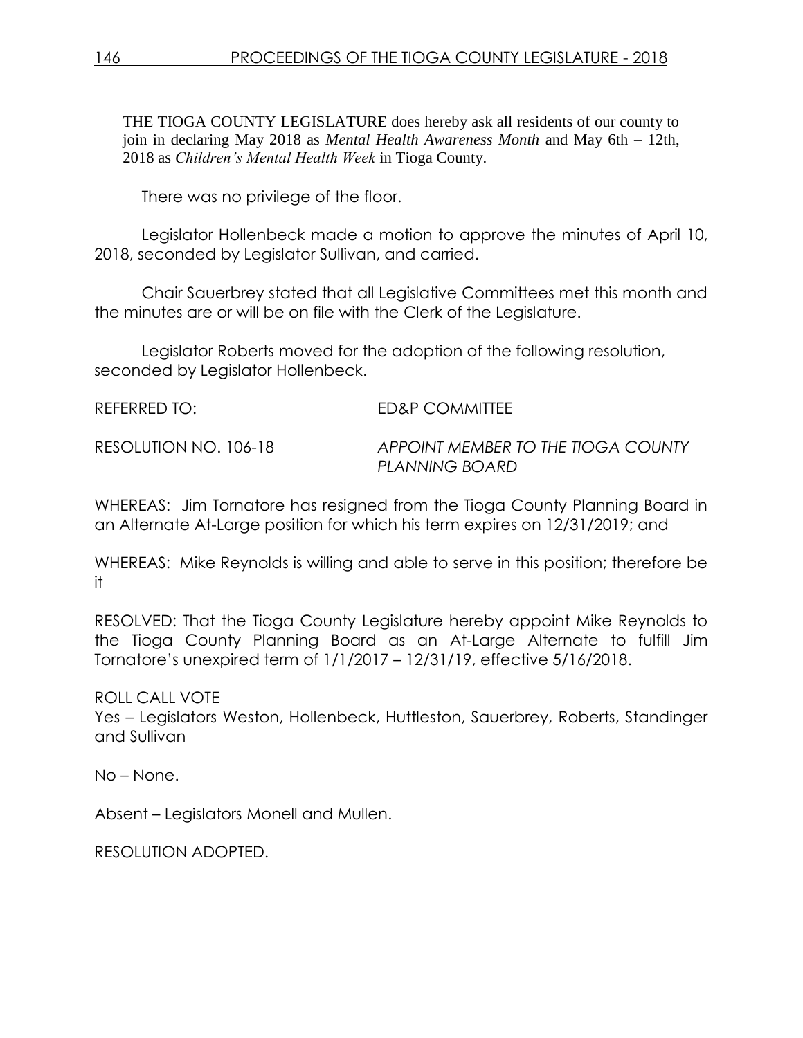THE TIOGA COUNTY LEGISLATURE does hereby ask all residents of our county to join in declaring May 2018 as *Mental Health Awareness Month* and May 6th – 12th, 2018 as *Children's Mental Health Week* in Tioga County.

There was no privilege of the floor.

Legislator Hollenbeck made a motion to approve the minutes of April 10, 2018, seconded by Legislator Sullivan, and carried.

Chair Sauerbrey stated that all Legislative Committees met this month and the minutes are or will be on file with the Clerk of the Legislature.

Legislator Roberts moved for the adoption of the following resolution, seconded by Legislator Hollenbeck.

REFERRED TO: ED&P COMMITTEE

RESOLUTION NO. 106-18 *APPOINT MEMBER TO THE TIOGA COUNTY PLANNING BOARD*

WHEREAS: Jim Tornatore has resigned from the Tioga County Planning Board in an Alternate At-Large position for which his term expires on 12/31/2019; and

WHEREAS: Mike Reynolds is willing and able to serve in this position; therefore be it

RESOLVED: That the Tioga County Legislature hereby appoint Mike Reynolds to the Tioga County Planning Board as an At-Large Alternate to fulfill Jim Tornatore's unexpired term of 1/1/2017 – 12/31/19, effective 5/16/2018.

ROLL CALL VOTE
Yes – Legislators Weston, Hollenbeck, Huttleston, Sauerbrey, Roberts, Standinger and Sullivan

No – None.

Absent – Legislators Monell and Mullen.

RESOLUTION ADOPTED.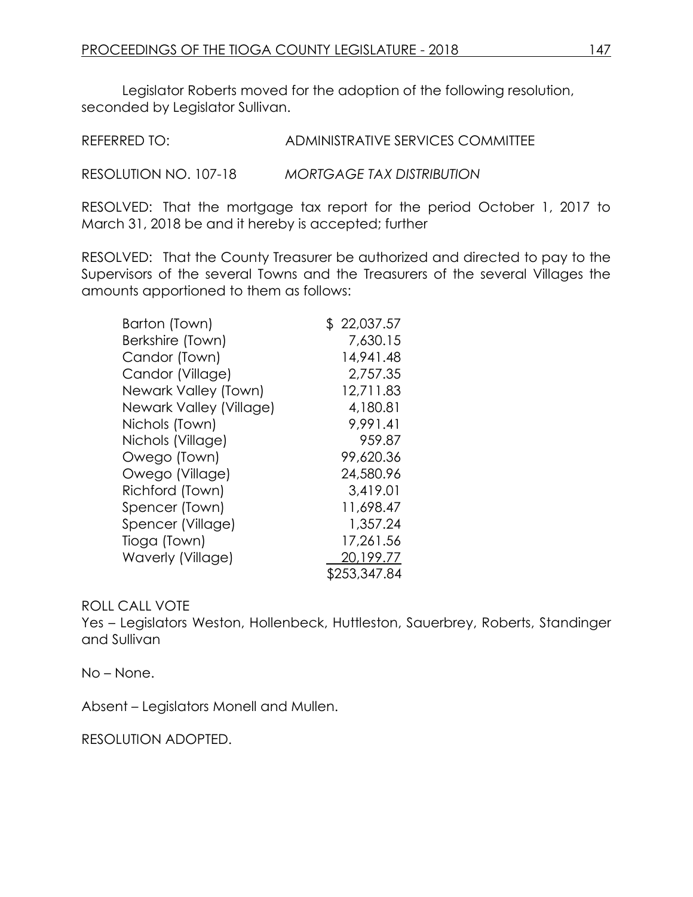Legislator Roberts moved for the adoption of the following resolution, seconded by Legislator Sullivan.

REFERRED TO: ADMINISTRATIVE SERVICES COMMITTEE

RESOLUTION NO. 107-18 *MORTGAGE TAX DISTRIBUTION*

RESOLVED: That the mortgage tax report for the period October 1, 2017 to March 31, 2018 be and it hereby is accepted; further

RESOLVED: That the County Treasurer be authorized and directed to pay to the Supervisors of the several Towns and the Treasurers of the several Villages the amounts apportioned to them as follows:

| | |
|---|---|
| Barton (Town) | $ 22,037.57 |
| Berkshire (Town) | 7,630.15 |
| Candor (Town) | 14,941.48 |
| Candor (Village) | 2,757.35 |
| Newark Valley (Town) | 12,711.83 |
| Newark Valley (Village) | 4,180.81 |
| Nichols (Town) | 9,991.41 |
| Nichols (Village) | 959.87 |
| Owego (Town) | 99,620.36 |
| Owego (Village) | 24,580.96 |
| Richford (Town) | 3,419.01 |
| Spencer (Town) | 11,698.47 |
| Spencer (Village) | 1,357.24 |
| Tioga (Town) | 17,261.56 |
| Waverly (Village) | 20,199.77 |
| | $253,347.84 |

ROLL CALL VOTE
Yes – Legislators Weston, Hollenbeck, Huttleston, Sauerbrey, Roberts, Standinger and Sullivan

No – None.

Absent – Legislators Monell and Mullen.

RESOLUTION ADOPTED.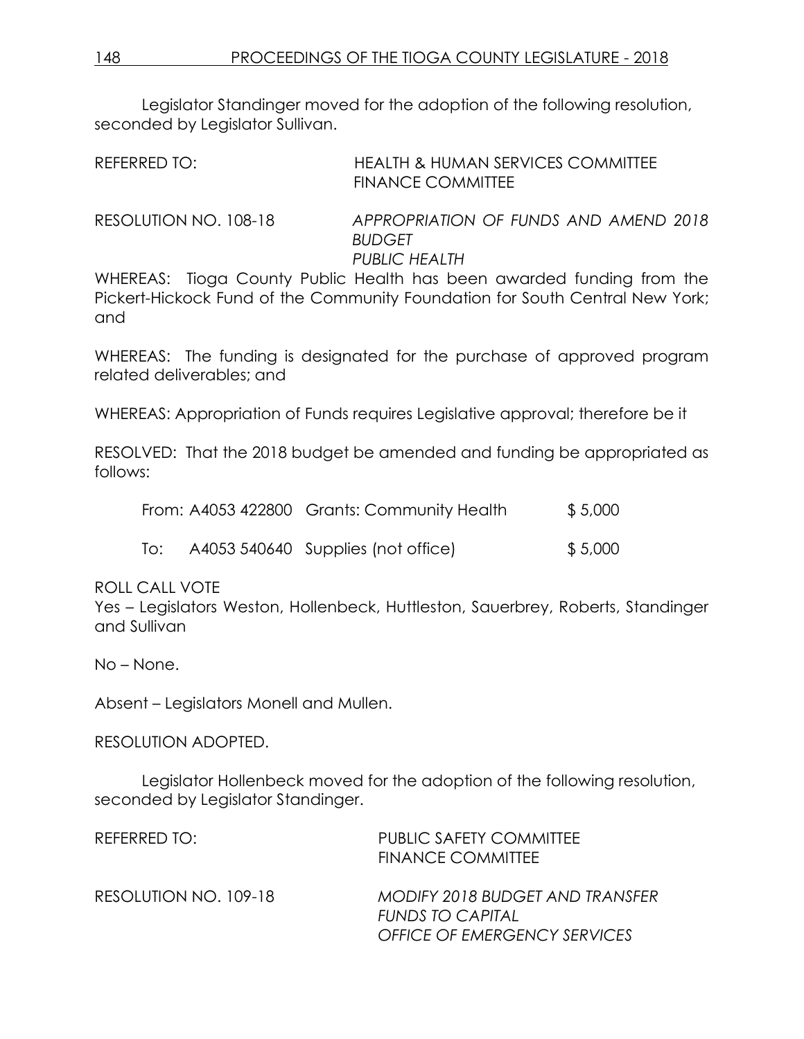Legislator Standinger moved for the adoption of the following resolution, seconded by Legislator Sullivan.

REFERRED TO: HEALTH & HUMAN SERVICES COMMITTEE
FINANCE COMMITTEE

RESOLUTION NO. 108-18 *APPROPRIATION OF FUNDS AND AMEND 2018 BUDGET*
*PUBLIC HEALTH*

WHEREAS: Tioga County Public Health has been awarded funding from the Pickert-Hickock Fund of the Community Foundation for South Central New York; and

WHEREAS: The funding is designated for the purchase of approved program related deliverables; and

WHEREAS: Appropriation of Funds requires Legislative approval; therefore be it

RESOLVED: That the 2018 budget be amended and funding be appropriated as follows:

| | | | |
|---|---|---|---|
| From: | A4053 422800 | Grants: Community Health | $ 5,000 |
| To: | A4053 540640 | Supplies (not office) | $ 5,000 |

ROLL CALL VOTE
Yes – Legislators Weston, Hollenbeck, Huttleston, Sauerbrey, Roberts, Standinger and Sullivan

No – None.

Absent – Legislators Monell and Mullen.

RESOLUTION ADOPTED.

Legislator Hollenbeck moved for the adoption of the following resolution, seconded by Legislator Standinger.

REFERRED TO: PUBLIC SAFETY COMMITTEE
FINANCE COMMITTEE

RESOLUTION NO. 109-18 *MODIFY 2018 BUDGET AND TRANSFER FUNDS TO CAPITAL*
*OFFICE OF EMERGENCY SERVICES*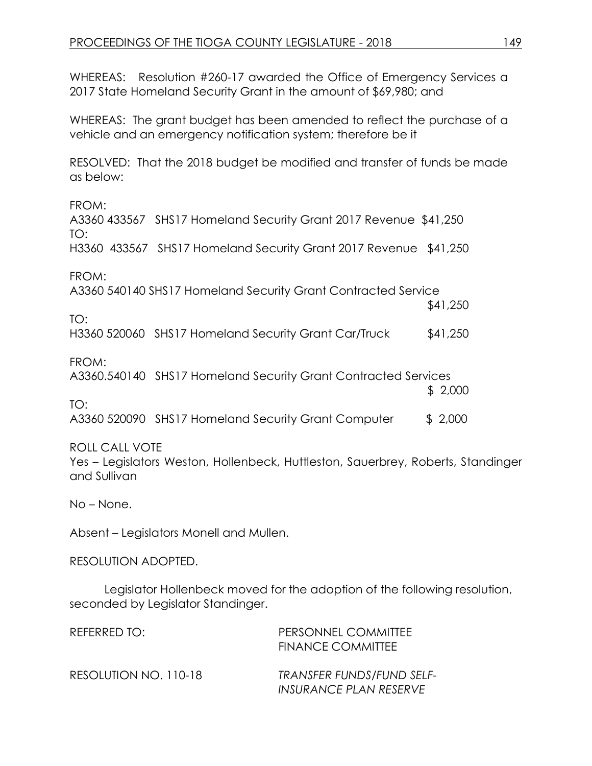WHEREAS: Resolution #260-17 awarded the Office of Emergency Services a 2017 State Homeland Security Grant in the amount of $69,980; and

WHEREAS: The grant budget has been amended to reflect the purchase of a vehicle and an emergency notification system; therefore be it

RESOLVED: That the 2018 budget be modified and transfer of funds be made as below:

FROM:
A3360 433567 SHS17 Homeland Security Grant 2017 Revenue $41,250
TO:
H3360 433567 SHS17 Homeland Security Grant 2017 Revenue $41,250

FROM:
A3360 540140 SHS17 Homeland Security Grant Contracted Service $41,250
TO:
H3360 520060 SHS17 Homeland Security Grant Car/Truck $41,250

FROM:
A3360.540140 SHS17 Homeland Security Grant Contracted Services $ 2,000
TO:
A3360 520090 SHS17 Homeland Security Grant Computer $ 2,000

ROLL CALL VOTE
Yes – Legislators Weston, Hollenbeck, Huttleston, Sauerbrey, Roberts, Standinger and Sullivan

No – None.

Absent – Legislators Monell and Mullen.

RESOLUTION ADOPTED.

Legislator Hollenbeck moved for the adoption of the following resolution, seconded by Legislator Standinger.

REFERRED TO: PERSONNEL COMMITTEE
FINANCE COMMITTEE

RESOLUTION NO. 110-18 *TRANSFER FUNDS/FUND SELF-INSURANCE PLAN RESERVE*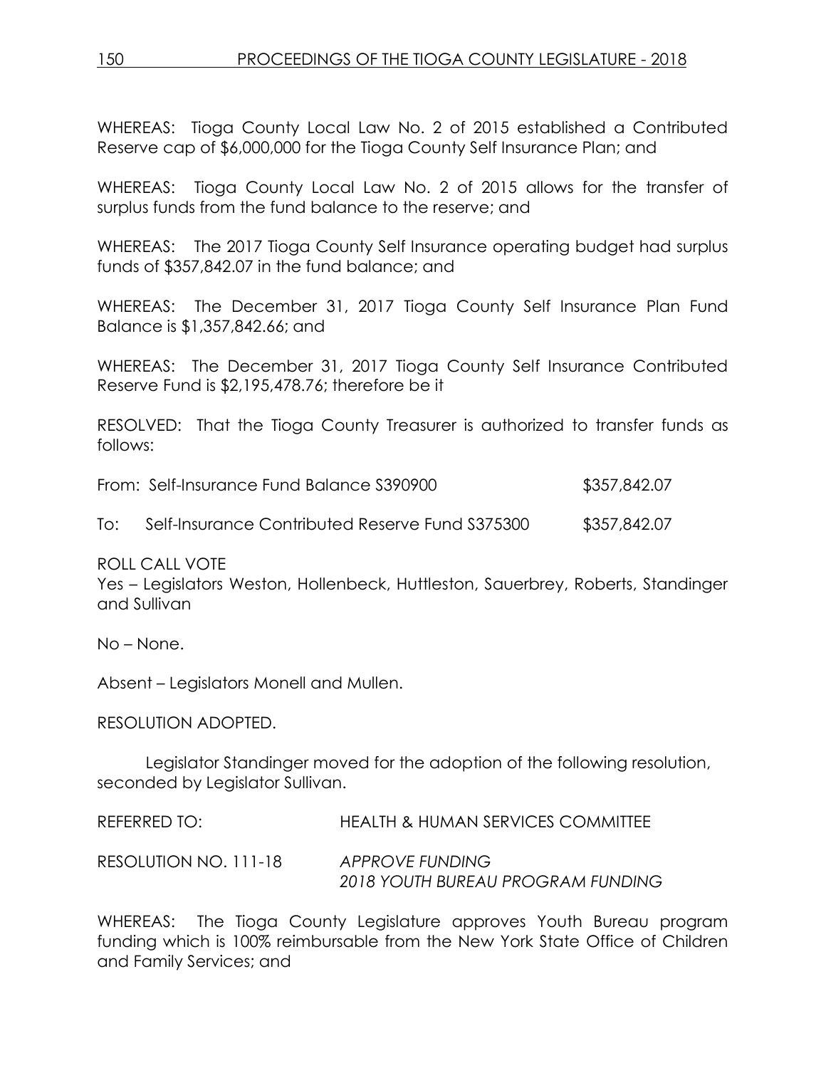WHEREAS: Tioga County Local Law No. 2 of 2015 established a Contributed Reserve cap of $6,000,000 for the Tioga County Self Insurance Plan; and

WHEREAS: Tioga County Local Law No. 2 of 2015 allows for the transfer of surplus funds from the fund balance to the reserve; and

WHEREAS: The 2017 Tioga County Self Insurance operating budget had surplus funds of $357,842.07 in the fund balance; and

WHEREAS: The December 31, 2017 Tioga County Self Insurance Plan Fund Balance is $1,357,842.66; and

WHEREAS: The December 31, 2017 Tioga County Self Insurance Contributed Reserve Fund is $2,195,478.76; therefore be it

RESOLVED: That the Tioga County Treasurer is authorized to transfer funds as follows:

| | | |
|---|---|---|
| From: | Self-Insurance Fund Balance S390900 | $357,842.07 |
| To: | Self-Insurance Contributed Reserve Fund S375300 | $357,842.07 |

ROLL CALL VOTE
Yes – Legislators Weston, Hollenbeck, Huttleston, Sauerbrey, Roberts, Standinger and Sullivan

No – None.

Absent – Legislators Monell and Mullen.

RESOLUTION ADOPTED.

Legislator Standinger moved for the adoption of the following resolution, seconded by Legislator Sullivan.

REFERRED TO: HEALTH & HUMAN SERVICES COMMITTEE

RESOLUTION NO. 111-18 *APPROVE FUNDING*
*2018 YOUTH BUREAU PROGRAM FUNDING*

WHEREAS: The Tioga County Legislature approves Youth Bureau program funding which is 100% reimbursable from the New York State Office of Children and Family Services; and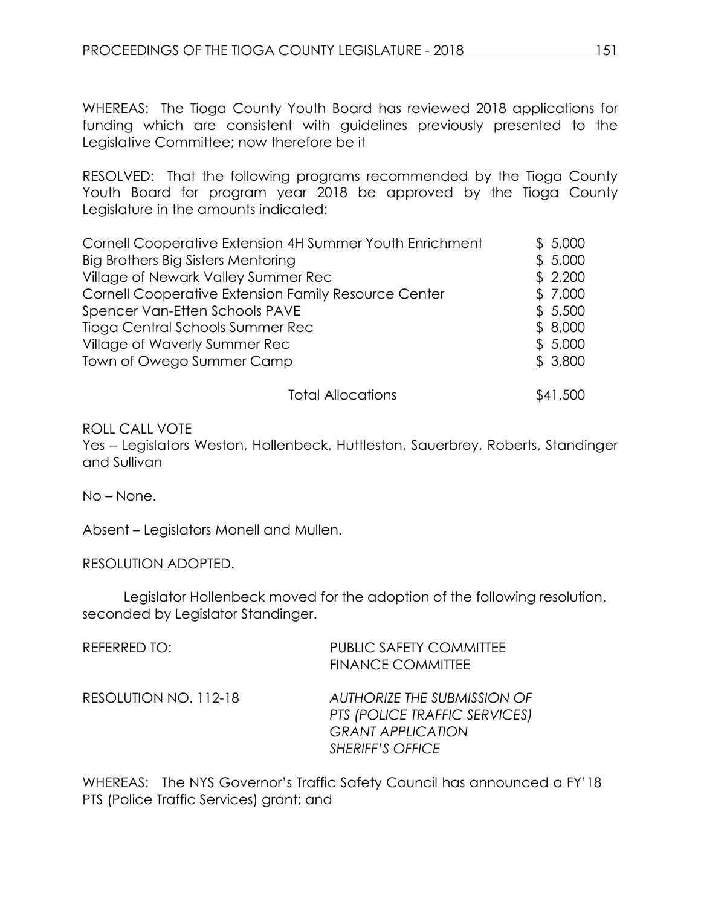WHEREAS: The Tioga County Youth Board has reviewed 2018 applications for funding which are consistent with guidelines previously presented to the Legislative Committee; now therefore be it

RESOLVED: That the following programs recommended by the Tioga County Youth Board for program year 2018 be approved by the Tioga County Legislature in the amounts indicated:

| | |
|---|---|
| Cornell Cooperative Extension 4H Summer Youth Enrichment | $ 5,000 |
| Big Brothers Big Sisters Mentoring | $ 5,000 |
| Village of Newark Valley Summer Rec | $ 2,200 |
| Cornell Cooperative Extension Family Resource Center | $ 7,000 |
| Spencer Van-Etten Schools PAVE | $ 5,500 |
| Tioga Central Schools Summer Rec | $ 8,000 |
| Village of Waverly Summer Rec | $ 5,000 |
| Town of Owego Summer Camp | $ 3,800 |
| Total Allocations | $41,500 |

ROLL CALL VOTE
Yes – Legislators Weston, Hollenbeck, Huttleston, Sauerbrey, Roberts, Standinger and Sullivan

No – None.

Absent – Legislators Monell and Mullen.

RESOLUTION ADOPTED.

Legislator Hollenbeck moved for the adoption of the following resolution, seconded by Legislator Standinger.

REFERRED TO: PUBLIC SAFETY COMMITTEE
FINANCE COMMITTEE

RESOLUTION NO. 112-18 *AUTHORIZE THE SUBMISSION OF PTS (POLICE TRAFFIC SERVICES) GRANT APPLICATION SHERIFF'S OFFICE*

WHEREAS: The NYS Governor's Traffic Safety Council has announced a FY'18 PTS (Police Traffic Services) grant; and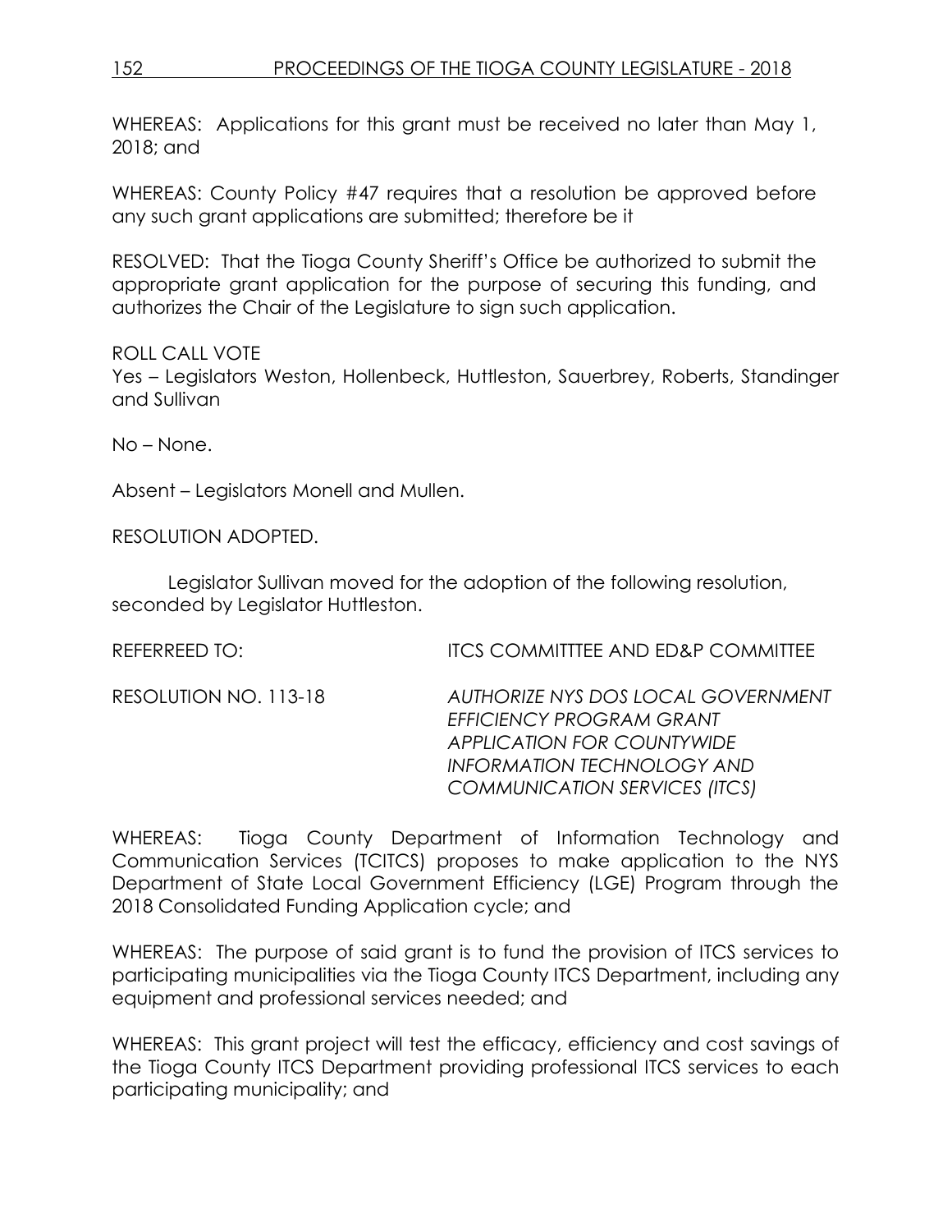WHEREAS: Applications for this grant must be received no later than May 1, 2018; and

WHEREAS: County Policy #47 requires that a resolution be approved before any such grant applications are submitted; therefore be it

RESOLVED: That the Tioga County Sheriff's Office be authorized to submit the appropriate grant application for the purpose of securing this funding, and authorizes the Chair of the Legislature to sign such application.

ROLL CALL VOTE
Yes – Legislators Weston, Hollenbeck, Huttleston, Sauerbrey, Roberts, Standinger and Sullivan

No – None.

Absent – Legislators Monell and Mullen.

RESOLUTION ADOPTED.

Legislator Sullivan moved for the adoption of the following resolution, seconded by Legislator Huttleston.

REFERREED TO: ITCS COMMITTTEE AND ED&P COMMITTEE

RESOLUTION NO. 113-18 *AUTHORIZE NYS DOS LOCAL GOVERNMENT EFFICIENCY PROGRAM GRANT APPLICATION FOR COUNTYWIDE INFORMATION TECHNOLOGY AND COMMUNICATION SERVICES (ITCS)*

WHEREAS: Tioga County Department of Information Technology and Communication Services (TCITCS) proposes to make application to the NYS Department of State Local Government Efficiency (LGE) Program through the 2018 Consolidated Funding Application cycle; and

WHEREAS: The purpose of said grant is to fund the provision of ITCS services to participating municipalities via the Tioga County ITCS Department, including any equipment and professional services needed; and

WHEREAS: This grant project will test the efficacy, efficiency and cost savings of the Tioga County ITCS Department providing professional ITCS services to each participating municipality; and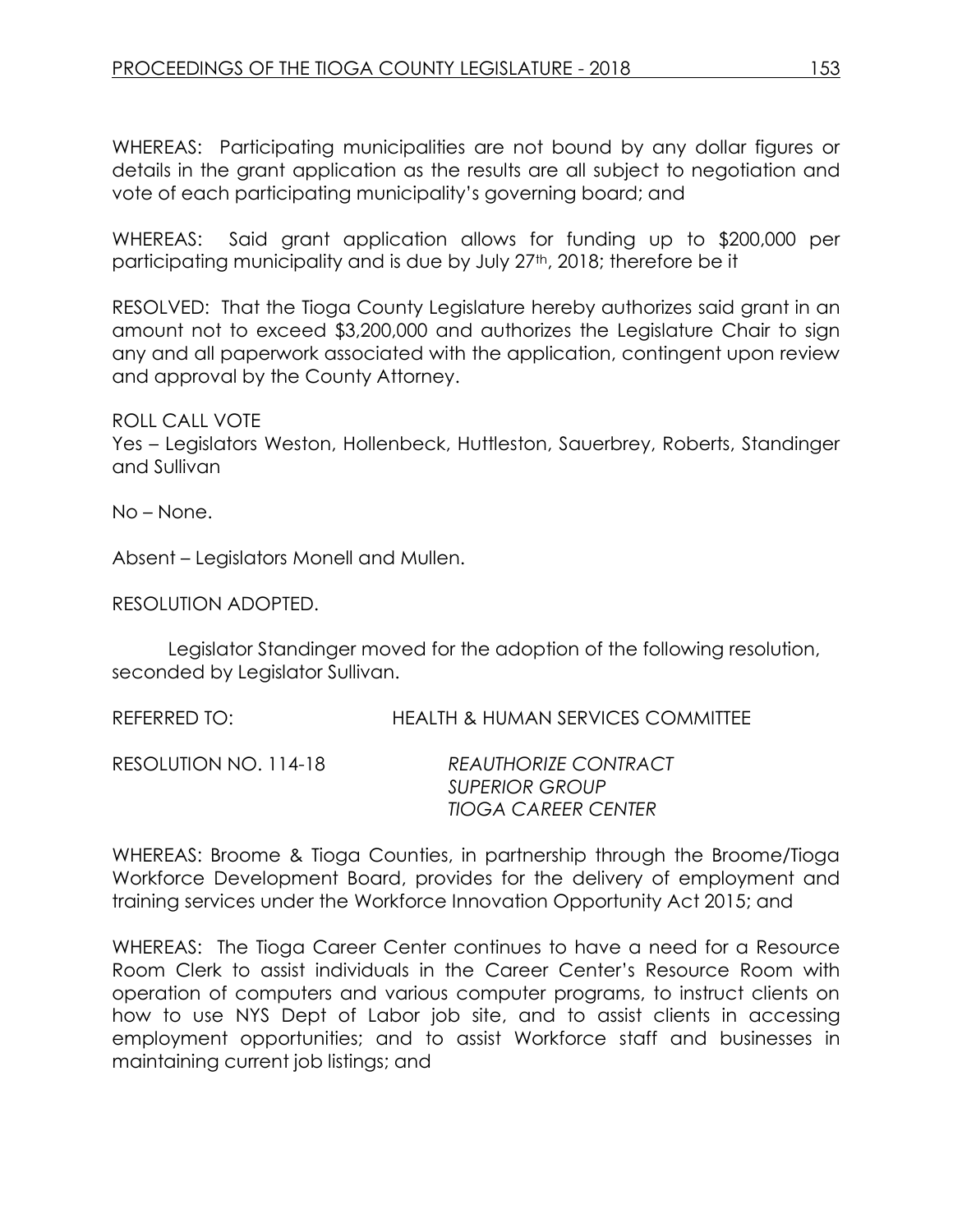WHEREAS: Participating municipalities are not bound by any dollar figures or details in the grant application as the results are all subject to negotiation and vote of each participating municipality's governing board; and

WHEREAS: Said grant application allows for funding up to $200,000 per participating municipality and is due by July 27th, 2018; therefore be it

RESOLVED: That the Tioga County Legislature hereby authorizes said grant in an amount not to exceed $3,200,000 and authorizes the Legislature Chair to sign any and all paperwork associated with the application, contingent upon review and approval by the County Attorney.

ROLL CALL VOTE
Yes – Legislators Weston, Hollenbeck, Huttleston, Sauerbrey, Roberts, Standinger and Sullivan

No – None.

Absent – Legislators Monell and Mullen.

RESOLUTION ADOPTED.

Legislator Standinger moved for the adoption of the following resolution, seconded by Legislator Sullivan.

REFERRED TO: HEALTH & HUMAN SERVICES COMMITTEE

RESOLUTION NO. 114-18 *REAUTHORIZE CONTRACT*
*SUPERIOR GROUP*
*TIOGA CAREER CENTER*

WHEREAS: Broome & Tioga Counties, in partnership through the Broome/Tioga Workforce Development Board, provides for the delivery of employment and training services under the Workforce Innovation Opportunity Act 2015; and

WHEREAS: The Tioga Career Center continues to have a need for a Resource Room Clerk to assist individuals in the Career Center's Resource Room with operation of computers and various computer programs, to instruct clients on how to use NYS Dept of Labor job site, and to assist clients in accessing employment opportunities; and to assist Workforce staff and businesses in maintaining current job listings; and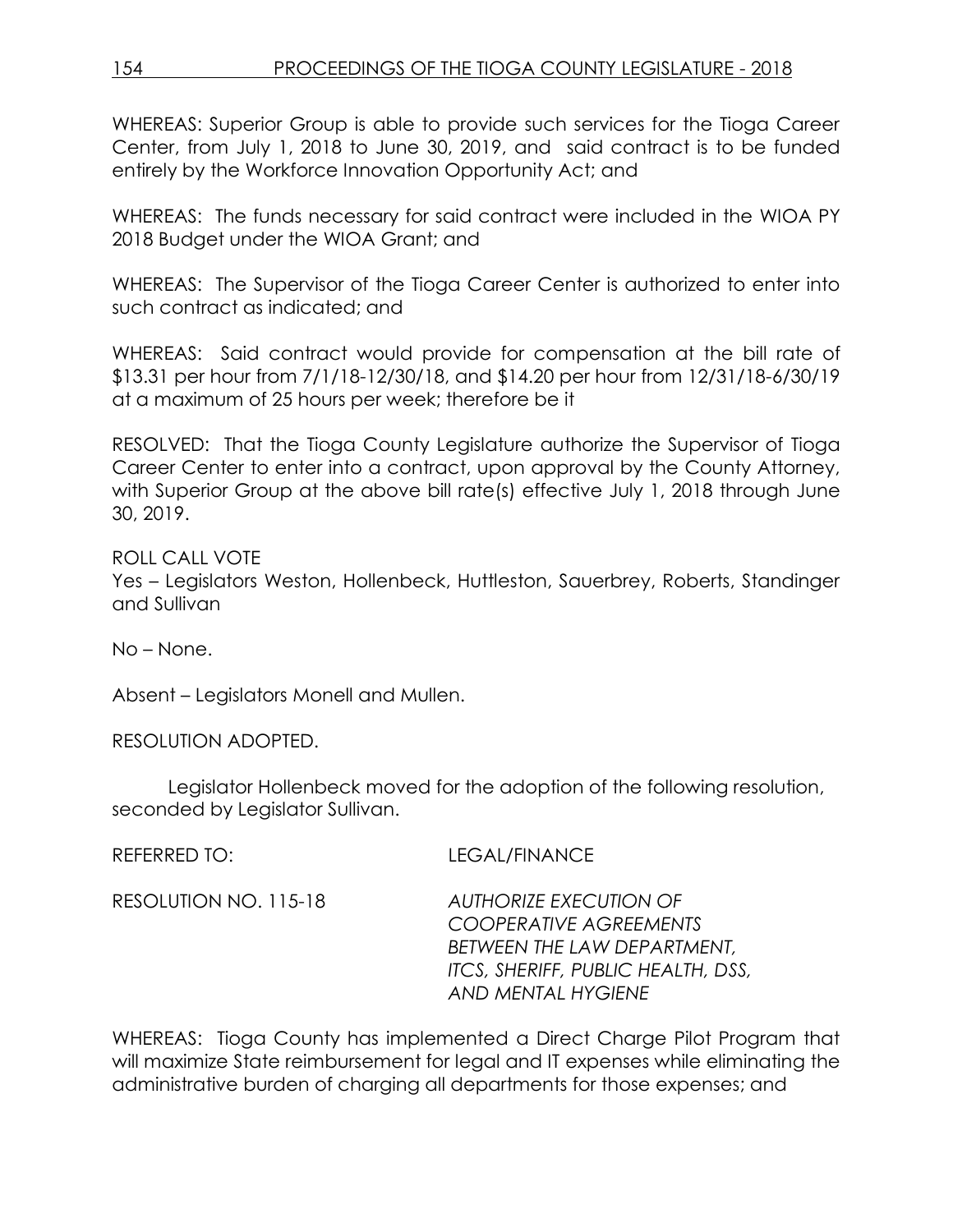WHEREAS: Superior Group is able to provide such services for the Tioga Career Center, from July 1, 2018 to June 30, 2019, and said contract is to be funded entirely by the Workforce Innovation Opportunity Act; and

WHEREAS: The funds necessary for said contract were included in the WIOA PY 2018 Budget under the WIOA Grant; and

WHEREAS: The Supervisor of the Tioga Career Center is authorized to enter into such contract as indicated; and

WHEREAS: Said contract would provide for compensation at the bill rate of $13.31 per hour from 7/1/18-12/30/18, and $14.20 per hour from 12/31/18-6/30/19 at a maximum of 25 hours per week; therefore be it

RESOLVED: That the Tioga County Legislature authorize the Supervisor of Tioga Career Center to enter into a contract, upon approval by the County Attorney, with Superior Group at the above bill rate(s) effective July 1, 2018 through June 30, 2019.

ROLL CALL VOTE
Yes – Legislators Weston, Hollenbeck, Huttleston, Sauerbrey, Roberts, Standinger and Sullivan

No – None.

Absent – Legislators Monell and Mullen.

RESOLUTION ADOPTED.

Legislator Hollenbeck moved for the adoption of the following resolution, seconded by Legislator Sullivan.

REFERRED TO: LEGAL/FINANCE

RESOLUTION NO. 115-18 *AUTHORIZE EXECUTION OF COOPERATIVE AGREEMENTS BETWEEN THE LAW DEPARTMENT, ITCS, SHERIFF, PUBLIC HEALTH, DSS, AND MENTAL HYGIENE*

WHEREAS: Tioga County has implemented a Direct Charge Pilot Program that will maximize State reimbursement for legal and IT expenses while eliminating the administrative burden of charging all departments for those expenses; and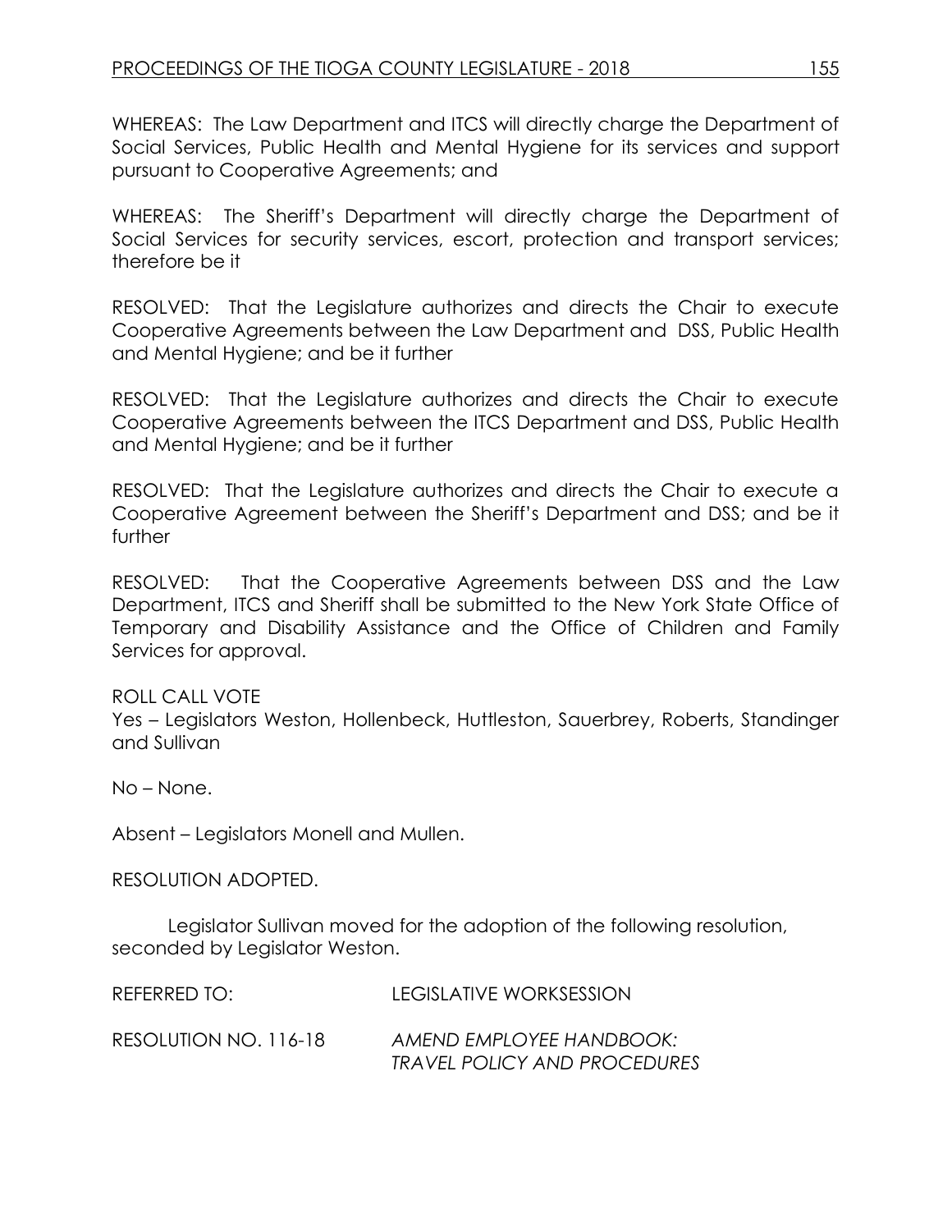WHEREAS: The Law Department and ITCS will directly charge the Department of Social Services, Public Health and Mental Hygiene for its services and support pursuant to Cooperative Agreements; and

WHEREAS: The Sheriff's Department will directly charge the Department of Social Services for security services, escort, protection and transport services; therefore be it

RESOLVED: That the Legislature authorizes and directs the Chair to execute Cooperative Agreements between the Law Department and DSS, Public Health and Mental Hygiene; and be it further

RESOLVED: That the Legislature authorizes and directs the Chair to execute Cooperative Agreements between the ITCS Department and DSS, Public Health and Mental Hygiene; and be it further

RESOLVED: That the Legislature authorizes and directs the Chair to execute a Cooperative Agreement between the Sheriff's Department and DSS; and be it further

RESOLVED: That the Cooperative Agreements between DSS and the Law Department, ITCS and Sheriff shall be submitted to the New York State Office of Temporary and Disability Assistance and the Office of Children and Family Services for approval.

ROLL CALL VOTE
Yes – Legislators Weston, Hollenbeck, Huttleston, Sauerbrey, Roberts, Standinger and Sullivan

No – None.

Absent – Legislators Monell and Mullen.

RESOLUTION ADOPTED.

Legislator Sullivan moved for the adoption of the following resolution, seconded by Legislator Weston.

REFERRED TO: LEGISLATIVE WORKSESSION

RESOLUTION NO. 116-18 *AMEND EMPLOYEE HANDBOOK: TRAVEL POLICY AND PROCEDURES*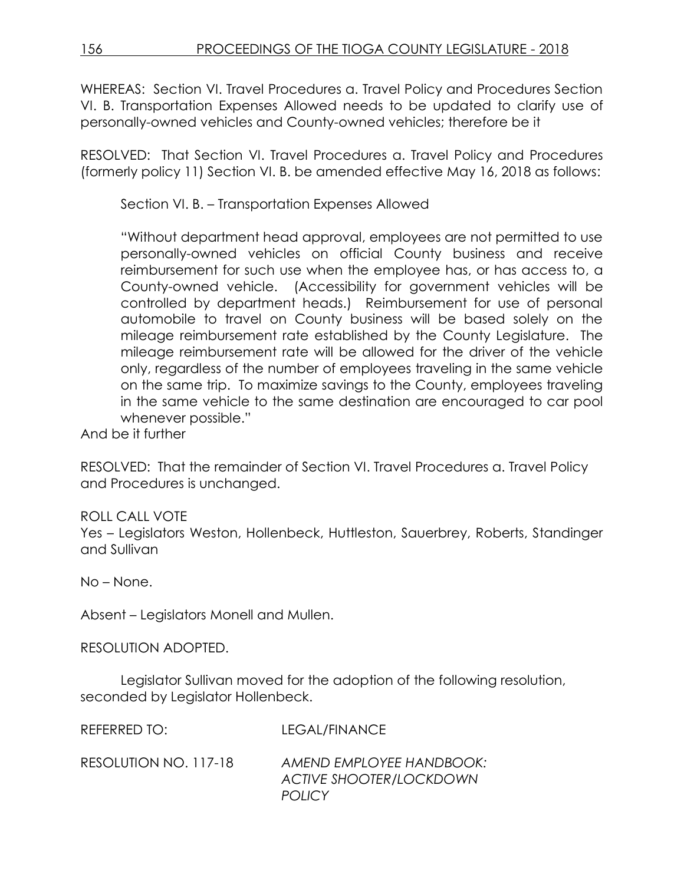WHEREAS: Section VI. Travel Procedures a. Travel Policy and Procedures Section VI. B. Transportation Expenses Allowed needs to be updated to clarify use of personally-owned vehicles and County-owned vehicles; therefore be it

RESOLVED: That Section VI. Travel Procedures a. Travel Policy and Procedures (formerly policy 11) Section VI. B. be amended effective May 16, 2018 as follows:

> Section VI. B. – Transportation Expenses Allowed
>
> "Without department head approval, employees are not permitted to use personally-owned vehicles on official County business and receive reimbursement for such use when the employee has, or has access to, a County-owned vehicle. (Accessibility for government vehicles will be controlled by department heads.) Reimbursement for use of personal automobile to travel on County business will be based solely on the mileage reimbursement rate established by the County Legislature. The mileage reimbursement rate will be allowed for the driver of the vehicle only, regardless of the number of employees traveling in the same vehicle on the same trip. To maximize savings to the County, employees traveling in the same vehicle to the same destination are encouraged to car pool whenever possible."

And be it further

RESOLVED: That the remainder of Section VI. Travel Procedures a. Travel Policy and Procedures is unchanged.

ROLL CALL VOTE
Yes – Legislators Weston, Hollenbeck, Huttleston, Sauerbrey, Roberts, Standinger and Sullivan

No – None.

Absent – Legislators Monell and Mullen.

RESOLUTION ADOPTED.

Legislator Sullivan moved for the adoption of the following resolution, seconded by Legislator Hollenbeck.

REFERRED TO: LEGAL/FINANCE

RESOLUTION NO. 117-18 *AMEND EMPLOYEE HANDBOOK: ACTIVE SHOOTER/LOCKDOWN POLICY*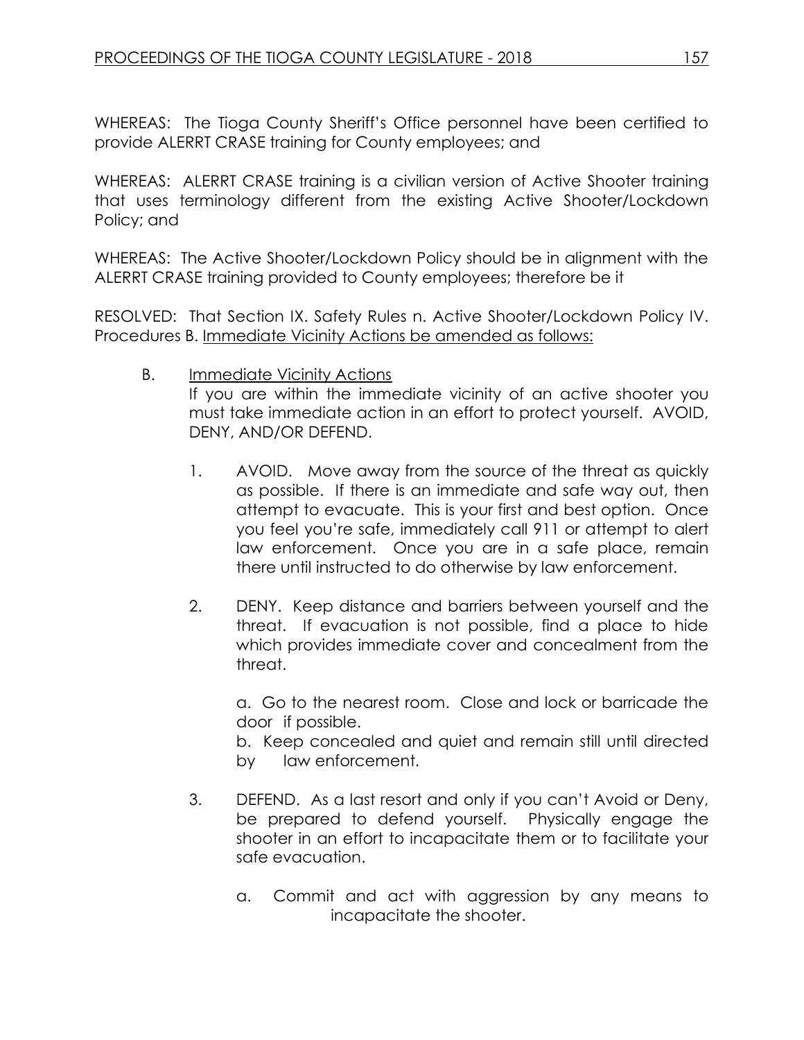WHEREAS: The Tioga County Sheriff's Office personnel have been certified to provide ALERRT CRASE training for County employees; and

WHEREAS: ALERRT CRASE training is a civilian version of Active Shooter training that uses terminology different from the existing Active Shooter/Lockdown Policy; and

WHEREAS: The Active Shooter/Lockdown Policy should be in alignment with the ALERRT CRASE training provided to County employees; therefore be it

RESOLVED: That Section IX. Safety Rules n. Active Shooter/Lockdown Policy IV. Procedures B. <u>Immediate Vicinity Actions be amended as follows:</u>

B. <u>Immediate Vicinity Actions</u>
If you are within the immediate vicinity of an active shooter you must take immediate action in an effort to protect yourself. AVOID, DENY, AND/OR DEFEND.

1. AVOID. Move away from the source of the threat as quickly as possible. If there is an immediate and safe way out, then attempt to evacuate. This is your first and best option. Once you feel you're safe, immediately call 911 or attempt to alert law enforcement. Once you are in a safe place, remain there until instructed to do otherwise by law enforcement.

2. DENY. Keep distance and barriers between yourself and the threat. If evacuation is not possible, find a place to hide which provides immediate cover and concealment from the threat.

   a. Go to the nearest room. Close and lock or barricade the door if possible.
   b. Keep concealed and quiet and remain still until directed by law enforcement.

3. DEFEND. As a last resort and only if you can't Avoid or Deny, be prepared to defend yourself. Physically engage the shooter in an effort to incapacitate them or to facilitate your safe evacuation.

   a. Commit and act with aggression by any means to incapacitate the shooter.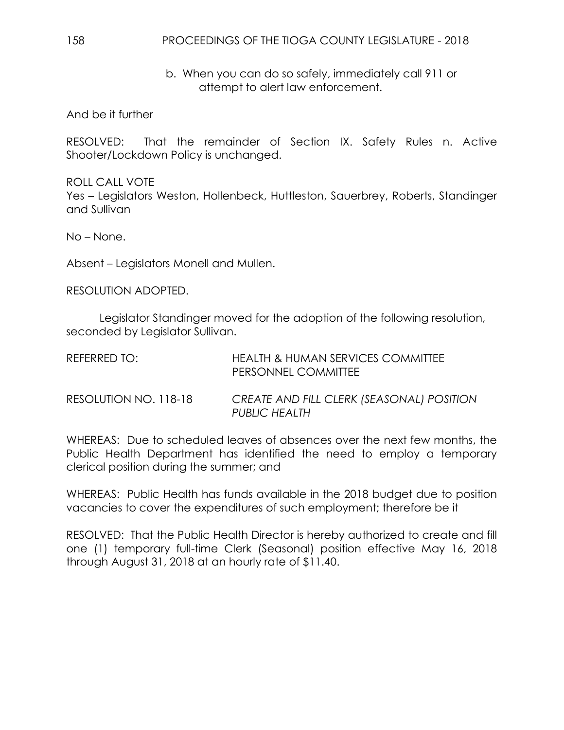b. When you can do so safely, immediately call 911 or attempt to alert law enforcement.

And be it further

RESOLVED: That the remainder of Section IX. Safety Rules n. Active Shooter/Lockdown Policy is unchanged.

ROLL CALL VOTE
Yes – Legislators Weston, Hollenbeck, Huttleston, Sauerbrey, Roberts, Standinger and Sullivan

No – None.

Absent – Legislators Monell and Mullen.

RESOLUTION ADOPTED.

Legislator Standinger moved for the adoption of the following resolution, seconded by Legislator Sullivan.

REFERRED TO: HEALTH & HUMAN SERVICES COMMITTEE
PERSONNEL COMMITTEE

RESOLUTION NO. 118-18 *CREATE AND FILL CLERK (SEASONAL) POSITION PUBLIC HEALTH*

WHEREAS: Due to scheduled leaves of absences over the next few months, the Public Health Department has identified the need to employ a temporary clerical position during the summer; and

WHEREAS: Public Health has funds available in the 2018 budget due to position vacancies to cover the expenditures of such employment; therefore be it

RESOLVED: That the Public Health Director is hereby authorized to create and fill one (1) temporary full-time Clerk (Seasonal) position effective May 16, 2018 through August 31, 2018 at an hourly rate of $11.40.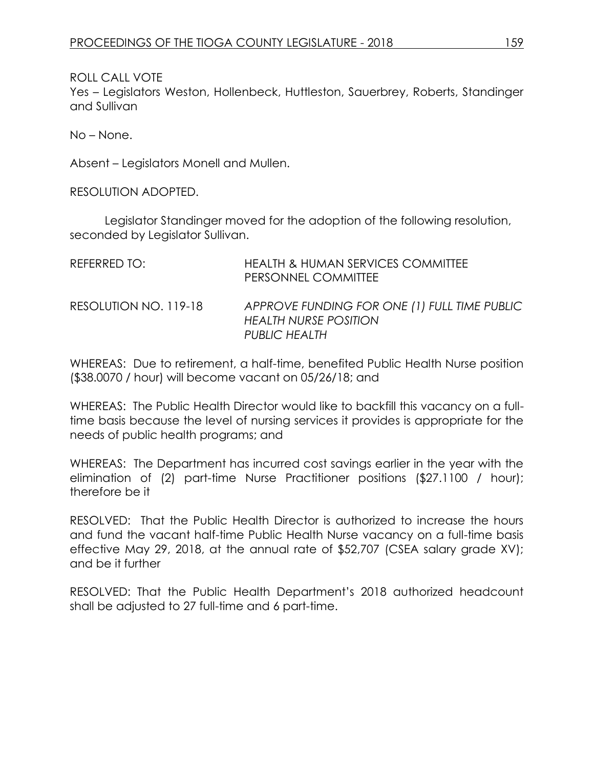ROLL CALL VOTE

Yes – Legislators Weston, Hollenbeck, Huttleston, Sauerbrey, Roberts, Standinger and Sullivan

No – None.

Absent – Legislators Monell and Mullen.

RESOLUTION ADOPTED.

Legislator Standinger moved for the adoption of the following resolution, seconded by Legislator Sullivan.

REFERRED TO: HEALTH & HUMAN SERVICES COMMITTEE
PERSONNEL COMMITTEE

RESOLUTION NO. 119-18 *APPROVE FUNDING FOR ONE (1) FULL TIME PUBLIC HEALTH NURSE POSITION PUBLIC HEALTH*

WHEREAS: Due to retirement, a half-time, benefited Public Health Nurse position ($38.0070 / hour) will become vacant on 05/26/18; and

WHEREAS: The Public Health Director would like to backfill this vacancy on a full-time basis because the level of nursing services it provides is appropriate for the needs of public health programs; and

WHEREAS: The Department has incurred cost savings earlier in the year with the elimination of (2) part-time Nurse Practitioner positions ($27.1100 / hour); therefore be it

RESOLVED: That the Public Health Director is authorized to increase the hours and fund the vacant half-time Public Health Nurse vacancy on a full-time basis effective May 29, 2018, at the annual rate of $52,707 (CSEA salary grade XV); and be it further

RESOLVED: That the Public Health Department's 2018 authorized headcount shall be adjusted to 27 full-time and 6 part-time.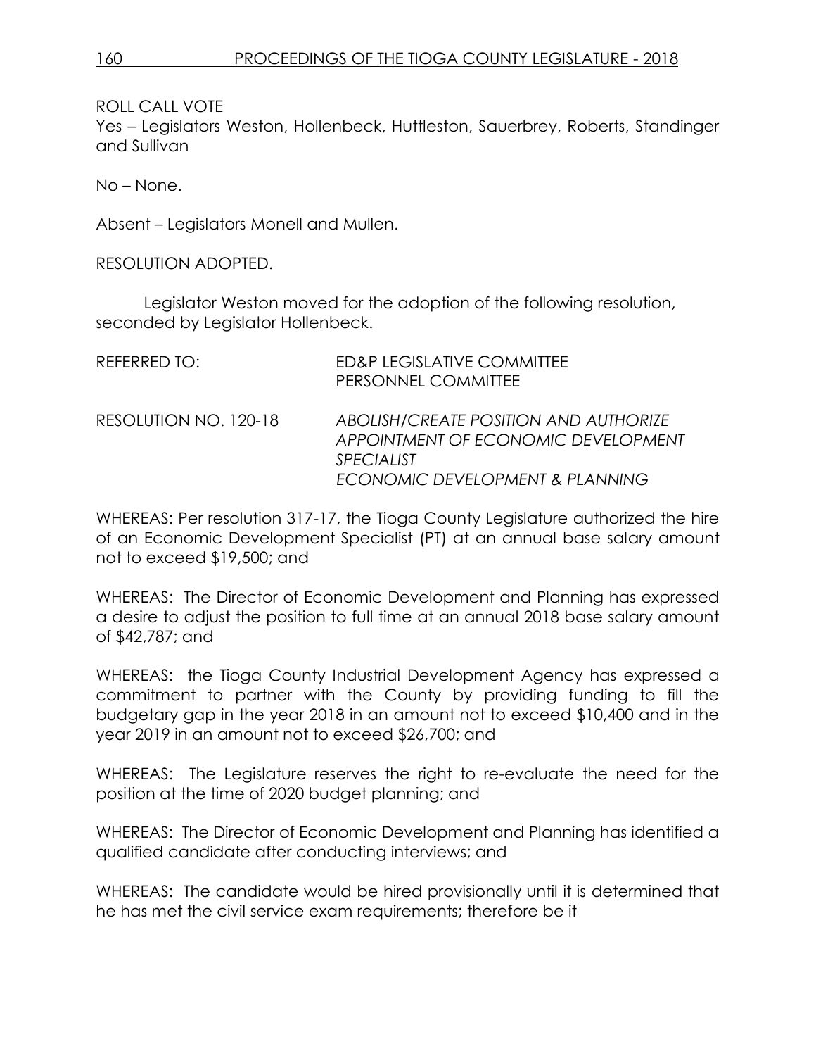ROLL CALL VOTE
Yes – Legislators Weston, Hollenbeck, Huttleston, Sauerbrey, Roberts, Standinger and Sullivan

No – None.

Absent – Legislators Monell and Mullen.

RESOLUTION ADOPTED.

Legislator Weston moved for the adoption of the following resolution, seconded by Legislator Hollenbeck.

REFERRED TO: ED&P LEGISLATIVE COMMITTEE
PERSONNEL COMMITTEE

RESOLUTION NO. 120-18 *ABOLISH/CREATE POSITION AND AUTHORIZE APPOINTMENT OF ECONOMIC DEVELOPMENT SPECIALIST*
*ECONOMIC DEVELOPMENT & PLANNING*

WHEREAS: Per resolution 317-17, the Tioga County Legislature authorized the hire of an Economic Development Specialist (PT) at an annual base salary amount not to exceed $19,500; and

WHEREAS: The Director of Economic Development and Planning has expressed a desire to adjust the position to full time at an annual 2018 base salary amount of $42,787; and

WHEREAS: the Tioga County Industrial Development Agency has expressed a commitment to partner with the County by providing funding to fill the budgetary gap in the year 2018 in an amount not to exceed $10,400 and in the year 2019 in an amount not to exceed $26,700; and

WHEREAS: The Legislature reserves the right to re-evaluate the need for the position at the time of 2020 budget planning; and

WHEREAS: The Director of Economic Development and Planning has identified a qualified candidate after conducting interviews; and

WHEREAS: The candidate would be hired provisionally until it is determined that he has met the civil service exam requirements; therefore be it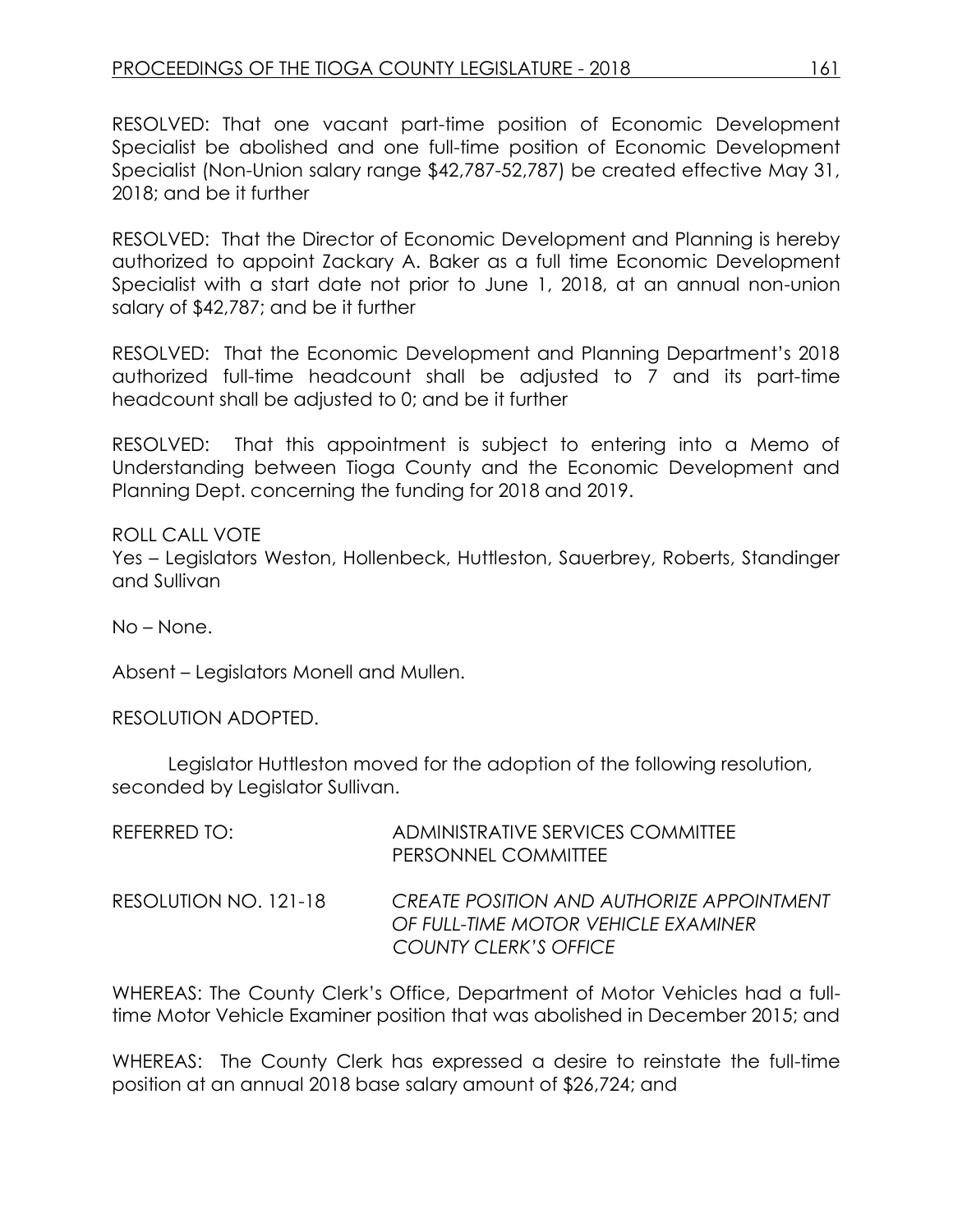RESOLVED: That one vacant part-time position of Economic Development Specialist be abolished and one full-time position of Economic Development Specialist (Non-Union salary range $42,787-52,787) be created effective May 31, 2018; and be it further

RESOLVED: That the Director of Economic Development and Planning is hereby authorized to appoint Zackary A. Baker as a full time Economic Development Specialist with a start date not prior to June 1, 2018, at an annual non-union salary of $42,787; and be it further

RESOLVED: That the Economic Development and Planning Department's 2018 authorized full-time headcount shall be adjusted to 7 and its part-time headcount shall be adjusted to 0; and be it further

RESOLVED: That this appointment is subject to entering into a Memo of Understanding between Tioga County and the Economic Development and Planning Dept. concerning the funding for 2018 and 2019.

ROLL CALL VOTE
Yes – Legislators Weston, Hollenbeck, Huttleston, Sauerbrey, Roberts, Standinger and Sullivan

No – None.

Absent – Legislators Monell and Mullen.

RESOLUTION ADOPTED.

Legislator Huttleston moved for the adoption of the following resolution, seconded by Legislator Sullivan.

REFERRED TO: ADMINISTRATIVE SERVICES COMMITTEE
PERSONNEL COMMITTEE

RESOLUTION NO. 121-18 *CREATE POSITION AND AUTHORIZE APPOINTMENT OF FULL-TIME MOTOR VEHICLE EXAMINER COUNTY CLERK'S OFFICE*

WHEREAS: The County Clerk's Office, Department of Motor Vehicles had a full-time Motor Vehicle Examiner position that was abolished in December 2015; and

WHEREAS: The County Clerk has expressed a desire to reinstate the full-time position at an annual 2018 base salary amount of $26,724; and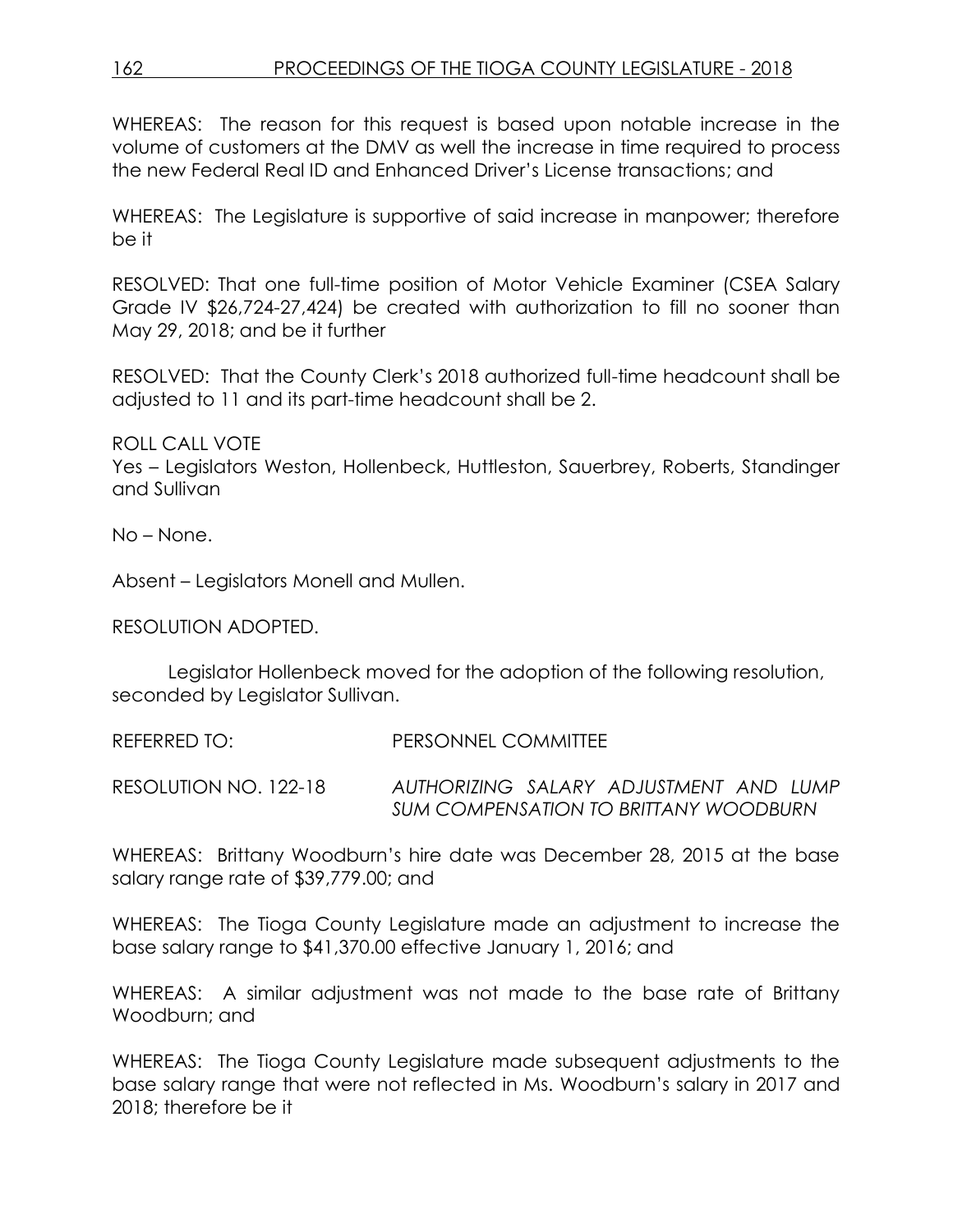WHEREAS: The reason for this request is based upon notable increase in the volume of customers at the DMV as well the increase in time required to process the new Federal Real ID and Enhanced Driver's License transactions; and

WHEREAS: The Legislature is supportive of said increase in manpower; therefore be it

RESOLVED: That one full-time position of Motor Vehicle Examiner (CSEA Salary Grade IV $26,724-27,424) be created with authorization to fill no sooner than May 29, 2018; and be it further

RESOLVED: That the County Clerk's 2018 authorized full-time headcount shall be adjusted to 11 and its part-time headcount shall be 2.

ROLL CALL VOTE
Yes – Legislators Weston, Hollenbeck, Huttleston, Sauerbrey, Roberts, Standinger and Sullivan

No – None.

Absent – Legislators Monell and Mullen.

RESOLUTION ADOPTED.

Legislator Hollenbeck moved for the adoption of the following resolution, seconded by Legislator Sullivan.

REFERRED TO: PERSONNEL COMMITTEE

RESOLUTION NO. 122-18 *AUTHORIZING SALARY ADJUSTMENT AND LUMP SUM COMPENSATION TO BRITTANY WOODBURN*

WHEREAS: Brittany Woodburn's hire date was December 28, 2015 at the base salary range rate of $39,779.00; and

WHEREAS: The Tioga County Legislature made an adjustment to increase the base salary range to $41,370.00 effective January 1, 2016; and

WHEREAS: A similar adjustment was not made to the base rate of Brittany Woodburn; and

WHEREAS: The Tioga County Legislature made subsequent adjustments to the base salary range that were not reflected in Ms. Woodburn's salary in 2017 and 2018; therefore be it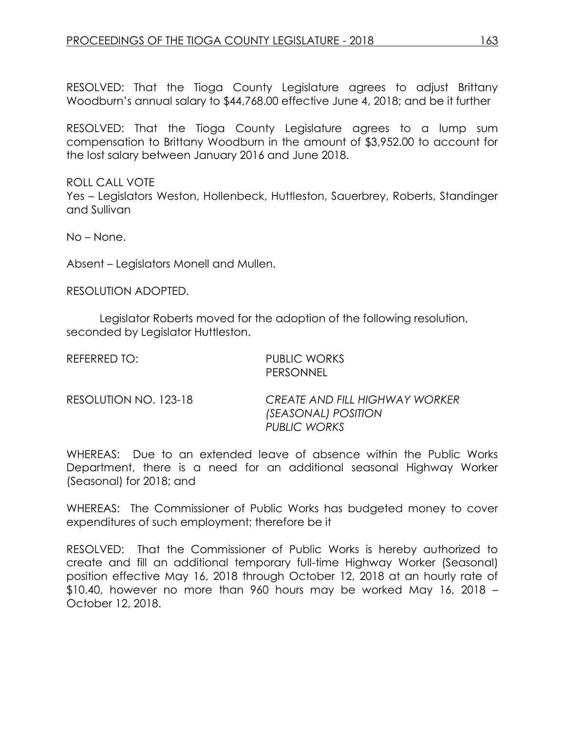RESOLVED: That the Tioga County Legislature agrees to adjust Brittany Woodburn's annual salary to $44,768.00 effective June 4, 2018; and be it further

RESOLVED: That the Tioga County Legislature agrees to a lump sum compensation to Brittany Woodburn in the amount of $3,952.00 to account for the lost salary between January 2016 and June 2018.

ROLL CALL VOTE
Yes – Legislators Weston, Hollenbeck, Huttleston, Sauerbrey, Roberts, Standinger and Sullivan

No – None.

Absent – Legislators Monell and Mullen.

RESOLUTION ADOPTED.

Legislator Roberts moved for the adoption of the following resolution, seconded by Legislator Huttleston.

REFERRED TO: PUBLIC WORKS
PERSONNEL

RESOLUTION NO. 123-18 *CREATE AND FILL HIGHWAY WORKER (SEASONAL) POSITION PUBLIC WORKS*

WHEREAS: Due to an extended leave of absence within the Public Works Department, there is a need for an additional seasonal Highway Worker (Seasonal) for 2018; and

WHEREAS: The Commissioner of Public Works has budgeted money to cover expenditures of such employment; therefore be it

RESOLVED: That the Commissioner of Public Works is hereby authorized to create and fill an additional temporary full-time Highway Worker (Seasonal) position effective May 16, 2018 through October 12, 2018 at an hourly rate of $10.40, however no more than 960 hours may be worked May 16, 2018 – October 12, 2018.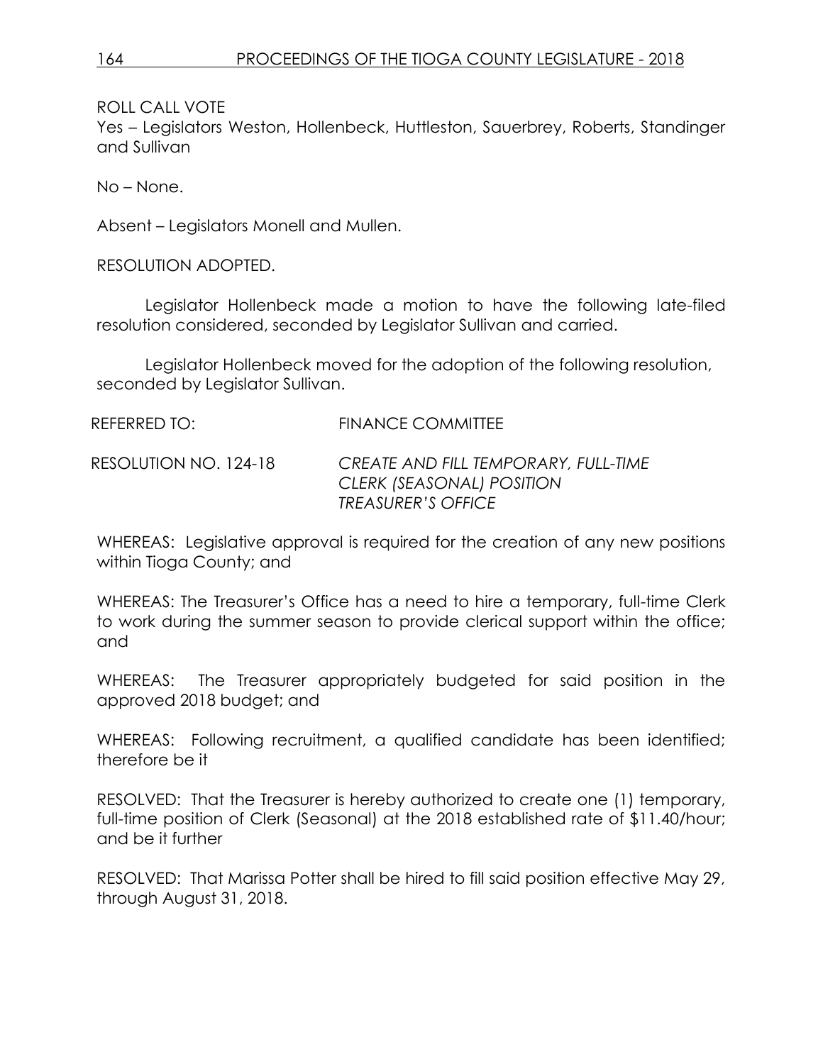ROLL CALL VOTE
Yes – Legislators Weston, Hollenbeck, Huttleston, Sauerbrey, Roberts, Standinger and Sullivan

No – None.

Absent – Legislators Monell and Mullen.

RESOLUTION ADOPTED.

Legislator Hollenbeck made a motion to have the following late-filed resolution considered, seconded by Legislator Sullivan and carried.

Legislator Hollenbeck moved for the adoption of the following resolution, seconded by Legislator Sullivan.

REFERRED TO: FINANCE COMMITTEE

RESOLUTION NO. 124-18 *CREATE AND FILL TEMPORARY, FULL-TIME CLERK (SEASONAL) POSITION TREASURER'S OFFICE*

WHEREAS: Legislative approval is required for the creation of any new positions within Tioga County; and

WHEREAS: The Treasurer's Office has a need to hire a temporary, full-time Clerk to work during the summer season to provide clerical support within the office; and

WHEREAS: The Treasurer appropriately budgeted for said position in the approved 2018 budget; and

WHEREAS: Following recruitment, a qualified candidate has been identified; therefore be it

RESOLVED: That the Treasurer is hereby authorized to create one (1) temporary, full-time position of Clerk (Seasonal) at the 2018 established rate of $11.40/hour; and be it further

RESOLVED: That Marissa Potter shall be hired to fill said position effective May 29, through August 31, 2018.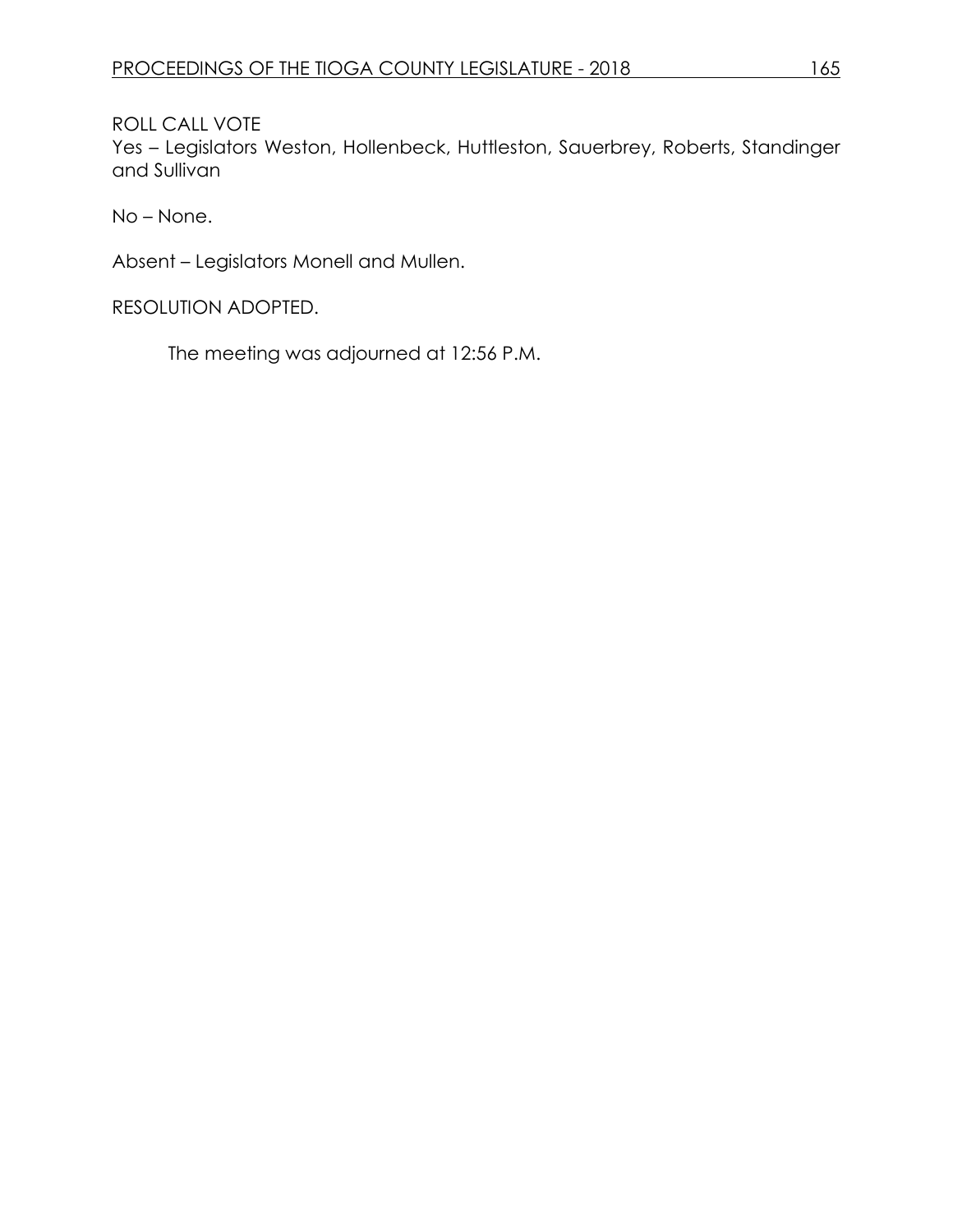ROLL CALL VOTE
Yes – Legislators Weston, Hollenbeck, Huttleston, Sauerbrey, Roberts, Standinger and Sullivan

No – None.

Absent – Legislators Monell and Mullen.

RESOLUTION ADOPTED.

The meeting was adjourned at 12:56 P.M.